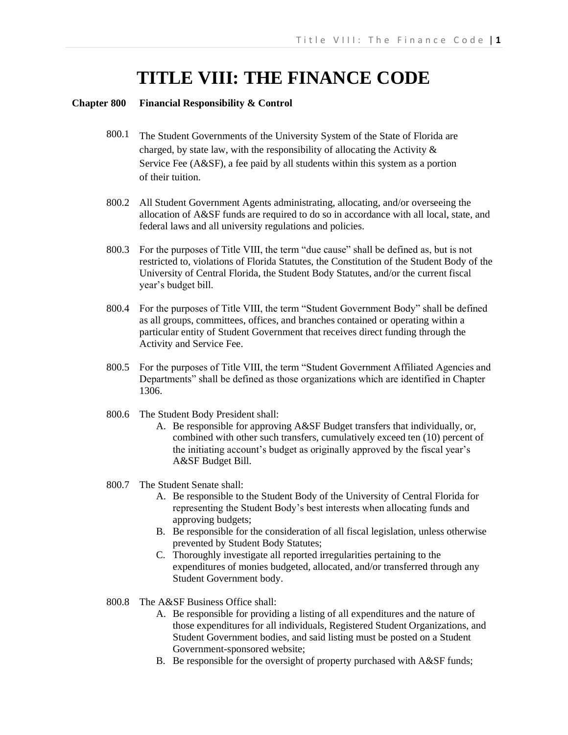# TITLE VIII: THE FINANCE CODE

**Chapter 800 Financial Responsibility & Control**

800.1 The Student Governments of the University System of the State of Florida are charged, by state law, with the responsibility of allocating the Activity & Service Fee (A&SF), a fee paid by all students within this system as a portion of their tuition.

800.2 All Student Government Agents administrating, allocating, and/or overseeing the allocation of A&SF funds are required to do so in accordance with all local, state, and federal laws and all university regulations and policies.

800.3 For the purposes of Title VIII, the term "due cause" shall be defined as, but is not restricted to, violations of Florida Statutes, the Constitution of the Student Body of the University of Central Florida, the Student Body Statutes, and/or the current fiscal year's budget bill.

800.4 For the purposes of Title VIII, the term "Student Government Body" shall be defined as all groups, committees, offices, and branches contained or operating within a particular entity of Student Government that receives direct funding through the Activity and Service Fee.

800.5 For the purposes of Title VIII, the term "Student Government Affiliated Agencies and Departments" shall be defined as those organizations which are identified in Chapter 1306.

800.6 The Student Body President shall:

A. Be responsible for approving A&SF Budget transfers that individually, or, combined with other such transfers, cumulatively exceed ten (10) percent of the initiating account's budget as originally approved by the fiscal year's A&SF Budget Bill.

800.7 The Student Senate shall:

A. Be responsible to the Student Body of the University of Central Florida for representing the Student Body's best interests when allocating funds and approving budgets;
B. Be responsible for the consideration of all fiscal legislation, unless otherwise prevented by Student Body Statutes;
C. Thoroughly investigate all reported irregularities pertaining to the expenditures of monies budgeted, allocated, and/or transferred through any Student Government body.

800.8 The A&SF Business Office shall:

A. Be responsible for providing a listing of all expenditures and the nature of those expenditures for all individuals, Registered Student Organizations, and Student Government bodies, and said listing must be posted on a Student Government-sponsored website;
B. Be responsible for the oversight of property purchased with A&SF funds;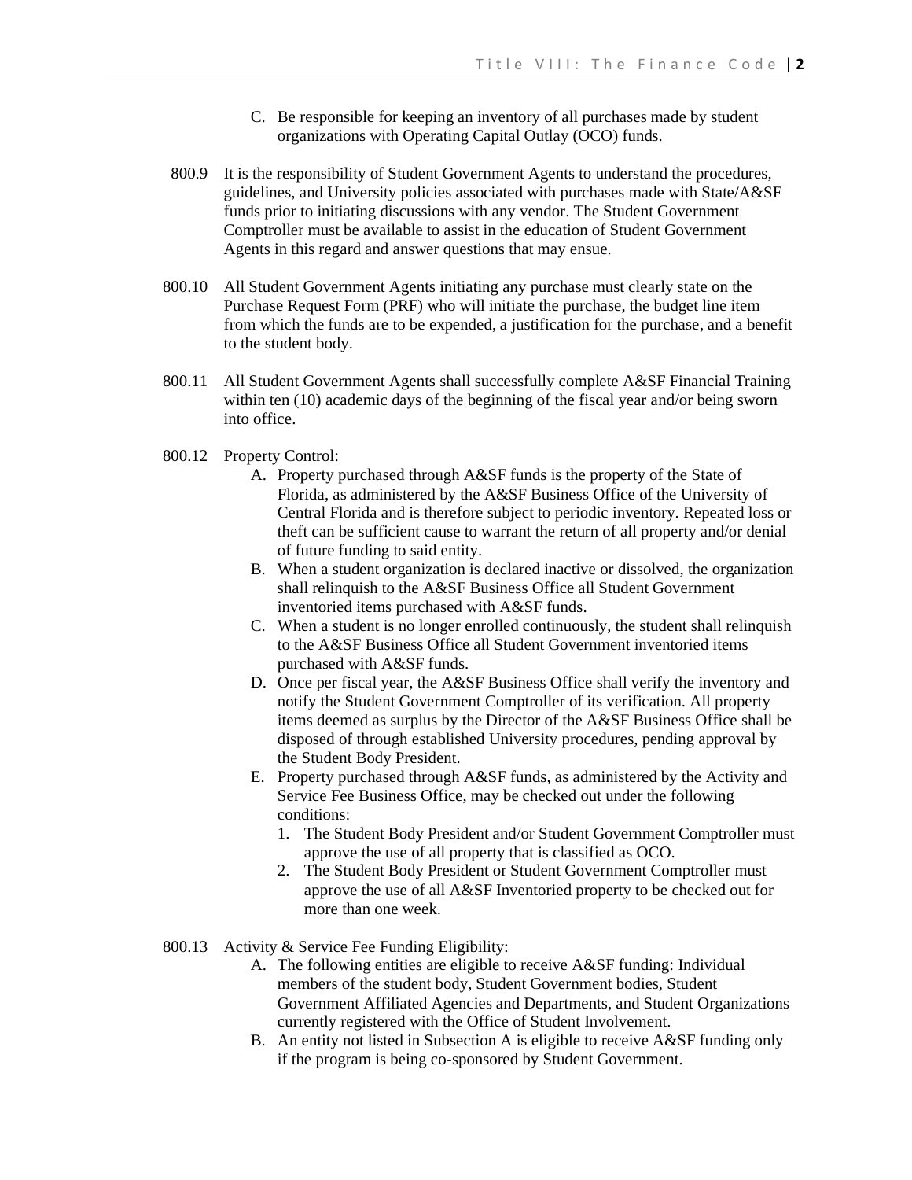C. Be responsible for keeping an inventory of all purchases made by student organizations with Operating Capital Outlay (OCO) funds.

800.9 It is the responsibility of Student Government Agents to understand the procedures, guidelines, and University policies associated with purchases made with State/A&SF funds prior to initiating discussions with any vendor. The Student Government Comptroller must be available to assist in the education of Student Government Agents in this regard and answer questions that may ensue.

800.10 All Student Government Agents initiating any purchase must clearly state on the Purchase Request Form (PRF) who will initiate the purchase, the budget line item from which the funds are to be expended, a justification for the purchase, and a benefit to the student body.

800.11 All Student Government Agents shall successfully complete A&SF Financial Training within ten (10) academic days of the beginning of the fiscal year and/or being sworn into office.

800.12 Property Control:

A. Property purchased through A&SF funds is the property of the State of Florida, as administered by the A&SF Business Office of the University of Central Florida and is therefore subject to periodic inventory. Repeated loss or theft can be sufficient cause to warrant the return of all property and/or denial of future funding to said entity.
B. When a student organization is declared inactive or dissolved, the organization shall relinquish to the A&SF Business Office all Student Government inventoried items purchased with A&SF funds.
C. When a student is no longer enrolled continuously, the student shall relinquish to the A&SF Business Office all Student Government inventoried items purchased with A&SF funds.
D. Once per fiscal year, the A&SF Business Office shall verify the inventory and notify the Student Government Comptroller of its verification. All property items deemed as surplus by the Director of the A&SF Business Office shall be disposed of through established University procedures, pending approval by the Student Body President.
E. Property purchased through A&SF funds, as administered by the Activity and Service Fee Business Office, may be checked out under the following conditions:
   1. The Student Body President and/or Student Government Comptroller must approve the use of all property that is classified as OCO.
   2. The Student Body President or Student Government Comptroller must approve the use of all A&SF Inventoried property to be checked out for more than one week.

800.13 Activity & Service Fee Funding Eligibility:

A. The following entities are eligible to receive A&SF funding: Individual members of the student body, Student Government bodies, Student Government Affiliated Agencies and Departments, and Student Organizations currently registered with the Office of Student Involvement.
B. An entity not listed in Subsection A is eligible to receive A&SF funding only if the program is being co-sponsored by Student Government.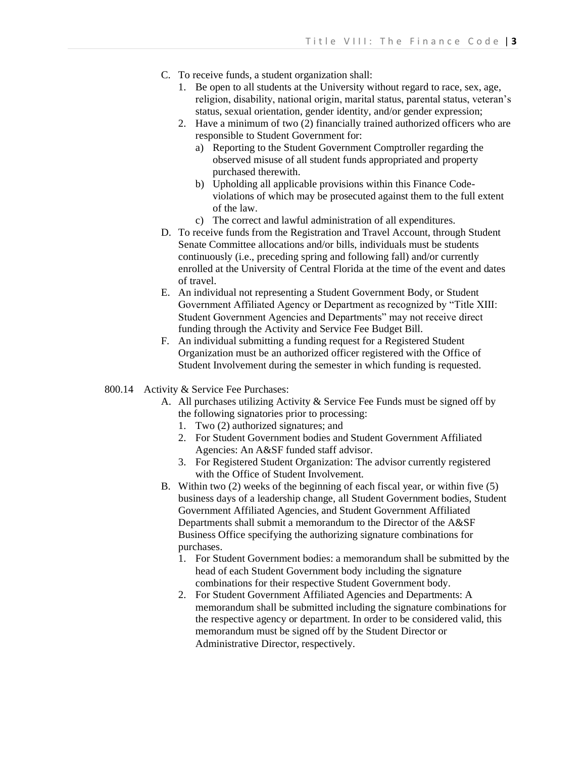C. To receive funds, a student organization shall:
   1. Be open to all students at the University without regard to race, sex, age, religion, disability, national origin, marital status, parental status, veteran's status, sexual orientation, gender identity, and/or gender expression;
   2. Have a minimum of two (2) financially trained authorized officers who are responsible to Student Government for:
      a) Reporting to the Student Government Comptroller regarding the observed misuse of all student funds appropriated and property purchased therewith.
      b) Upholding all applicable provisions within this Finance Code-violations of which may be prosecuted against them to the full extent of the law.
      c) The correct and lawful administration of all expenditures.

D. To receive funds from the Registration and Travel Account, through Student Senate Committee allocations and/or bills, individuals must be students continuously (i.e., preceding spring and following fall) and/or currently enrolled at the University of Central Florida at the time of the event and dates of travel.

E. An individual not representing a Student Government Body, or Student Government Affiliated Agency or Department as recognized by "Title XIII: Student Government Agencies and Departments" may not receive direct funding through the Activity and Service Fee Budget Bill.

F. An individual submitting a funding request for a Registered Student Organization must be an authorized officer registered with the Office of Student Involvement during the semester in which funding is requested.

800.14 Activity & Service Fee Purchases:

A. All purchases utilizing Activity & Service Fee Funds must be signed off by the following signatories prior to processing:
   1. Two (2) authorized signatures; and
   2. For Student Government bodies and Student Government Affiliated Agencies: An A&SF funded staff advisor.
   3. For Registered Student Organization: The advisor currently registered with the Office of Student Involvement.

B. Within two (2) weeks of the beginning of each fiscal year, or within five (5) business days of a leadership change, all Student Government bodies, Student Government Affiliated Agencies, and Student Government Affiliated Departments shall submit a memorandum to the Director of the A&SF Business Office specifying the authorizing signature combinations for purchases.
   1. For Student Government bodies: a memorandum shall be submitted by the head of each Student Government body including the signature combinations for their respective Student Government body.
   2. For Student Government Affiliated Agencies and Departments: A memorandum shall be submitted including the signature combinations for the respective agency or department. In order to be considered valid, this memorandum must be signed off by the Student Director or Administrative Director, respectively.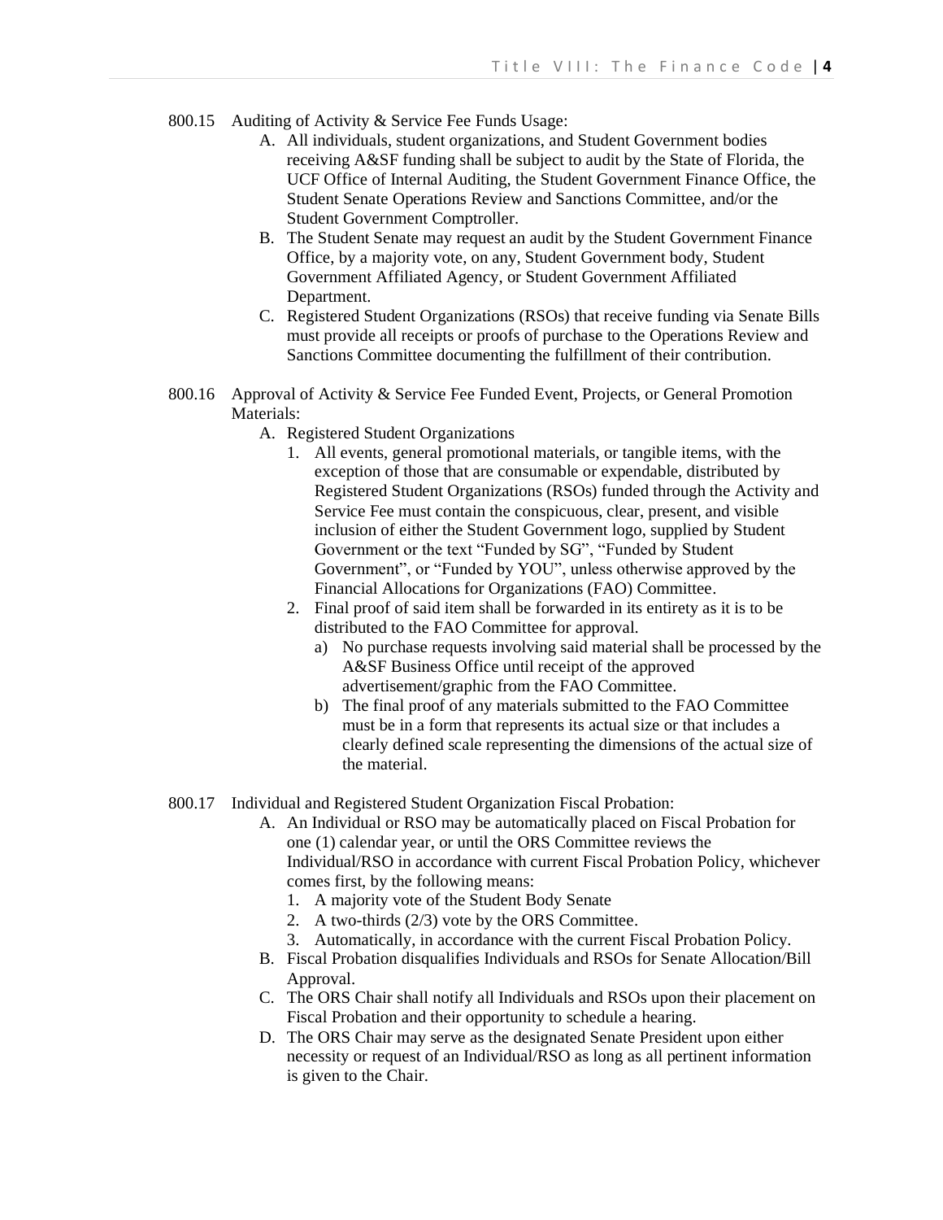800.15 Auditing of Activity & Service Fee Funds Usage:

A. All individuals, student organizations, and Student Government bodies receiving A&SF funding shall be subject to audit by the State of Florida, the UCF Office of Internal Auditing, the Student Government Finance Office, the Student Senate Operations Review and Sanctions Committee, and/or the Student Government Comptroller.

B. The Student Senate may request an audit by the Student Government Finance Office, by a majority vote, on any, Student Government body, Student Government Affiliated Agency, or Student Government Affiliated Department.

C. Registered Student Organizations (RSOs) that receive funding via Senate Bills must provide all receipts or proofs of purchase to the Operations Review and Sanctions Committee documenting the fulfillment of their contribution.

800.16 Approval of Activity & Service Fee Funded Event, Projects, or General Promotion Materials:

A. Registered Student Organizations

1. All events, general promotional materials, or tangible items, with the exception of those that are consumable or expendable, distributed by Registered Student Organizations (RSOs) funded through the Activity and Service Fee must contain the conspicuous, clear, present, and visible inclusion of either the Student Government logo, supplied by Student Government or the text "Funded by SG", "Funded by Student Government", or "Funded by YOU", unless otherwise approved by the Financial Allocations for Organizations (FAO) Committee.

2. Final proof of said item shall be forwarded in its entirety as it is to be distributed to the FAO Committee for approval.

   a) No purchase requests involving said material shall be processed by the A&SF Business Office until receipt of the approved advertisement/graphic from the FAO Committee.

   b) The final proof of any materials submitted to the FAO Committee must be in a form that represents its actual size or that includes a clearly defined scale representing the dimensions of the actual size of the material.

800.17 Individual and Registered Student Organization Fiscal Probation:

A. An Individual or RSO may be automatically placed on Fiscal Probation for one (1) calendar year, or until the ORS Committee reviews the Individual/RSO in accordance with current Fiscal Probation Policy, whichever comes first, by the following means:

1. A majority vote of the Student Body Senate
2. A two-thirds (2/3) vote by the ORS Committee.
3. Automatically, in accordance with the current Fiscal Probation Policy.

B. Fiscal Probation disqualifies Individuals and RSOs for Senate Allocation/Bill Approval.

C. The ORS Chair shall notify all Individuals and RSOs upon their placement on Fiscal Probation and their opportunity to schedule a hearing.

D. The ORS Chair may serve as the designated Senate President upon either necessity or request of an Individual/RSO as long as all pertinent information is given to the Chair.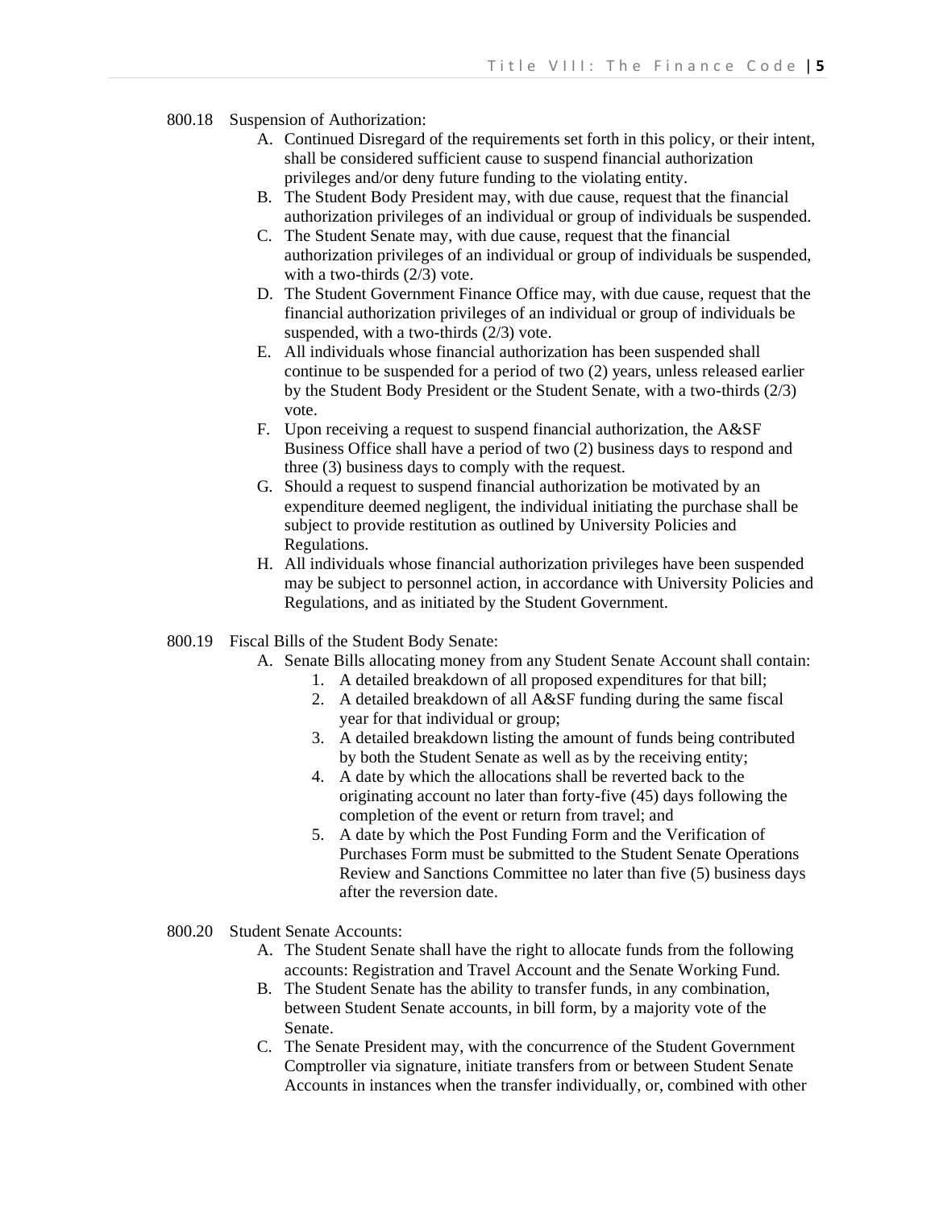800.18 Suspension of Authorization:

A. Continued Disregard of the requirements set forth in this policy, or their intent, shall be considered sufficient cause to suspend financial authorization privileges and/or deny future funding to the violating entity.
B. The Student Body President may, with due cause, request that the financial authorization privileges of an individual or group of individuals be suspended.
C. The Student Senate may, with due cause, request that the financial authorization privileges of an individual or group of individuals be suspended, with a two-thirds (2/3) vote.
D. The Student Government Finance Office may, with due cause, request that the financial authorization privileges of an individual or group of individuals be suspended, with a two-thirds (2/3) vote.
E. All individuals whose financial authorization has been suspended shall continue to be suspended for a period of two (2) years, unless released earlier by the Student Body President or the Student Senate, with a two-thirds (2/3) vote.
F. Upon receiving a request to suspend financial authorization, the A&SF Business Office shall have a period of two (2) business days to respond and three (3) business days to comply with the request.
G. Should a request to suspend financial authorization be motivated by an expenditure deemed negligent, the individual initiating the purchase shall be subject to provide restitution as outlined by University Policies and Regulations.
H. All individuals whose financial authorization privileges have been suspended may be subject to personnel action, in accordance with University Policies and Regulations, and as initiated by the Student Government.

800.19 Fiscal Bills of the Student Body Senate:

A. Senate Bills allocating money from any Student Senate Account shall contain:
   1. A detailed breakdown of all proposed expenditures for that bill;
   2. A detailed breakdown of all A&SF funding during the same fiscal year for that individual or group;
   3. A detailed breakdown listing the amount of funds being contributed by both the Student Senate as well as by the receiving entity;
   4. A date by which the allocations shall be reverted back to the originating account no later than forty-five (45) days following the completion of the event or return from travel; and
   5. A date by which the Post Funding Form and the Verification of Purchases Form must be submitted to the Student Senate Operations Review and Sanctions Committee no later than five (5) business days after the reversion date.

800.20 Student Senate Accounts:

A. The Student Senate shall have the right to allocate funds from the following accounts: Registration and Travel Account and the Senate Working Fund.
B. The Student Senate has the ability to transfer funds, in any combination, between Student Senate accounts, in bill form, by a majority vote of the Senate.
C. The Senate President may, with the concurrence of the Student Government Comptroller via signature, initiate transfers from or between Student Senate Accounts in instances when the transfer individually, or, combined with other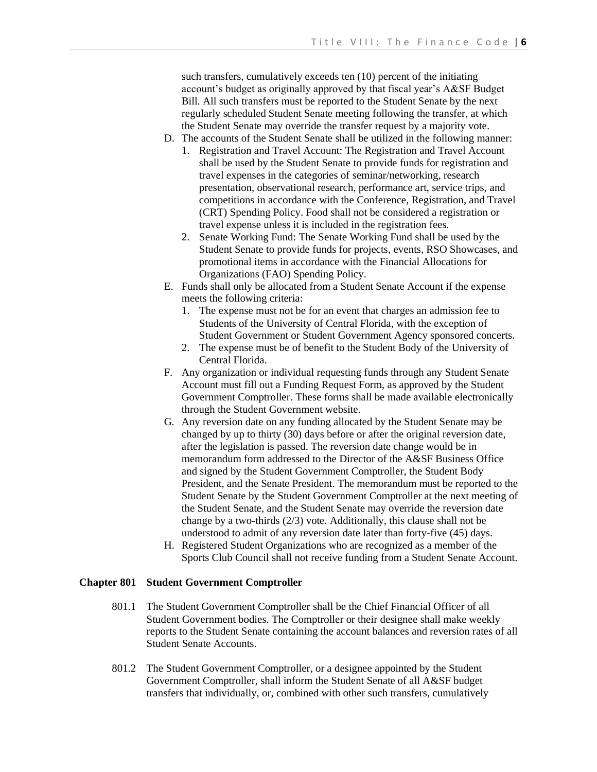such transfers, cumulatively exceeds ten (10) percent of the initiating account's budget as originally approved by that fiscal year's A&SF Budget Bill. All such transfers must be reported to the Student Senate by the next regularly scheduled Student Senate meeting following the transfer, at which the Student Senate may override the transfer request by a majority vote.

D. The accounts of the Student Senate shall be utilized in the following manner:
   1. Registration and Travel Account: The Registration and Travel Account shall be used by the Student Senate to provide funds for registration and travel expenses in the categories of seminar/networking, research presentation, observational research, performance art, service trips, and competitions in accordance with the Conference, Registration, and Travel (CRT) Spending Policy. Food shall not be considered a registration or travel expense unless it is included in the registration fees.
   2. Senate Working Fund: The Senate Working Fund shall be used by the Student Senate to provide funds for projects, events, RSO Showcases, and promotional items in accordance with the Financial Allocations for Organizations (FAO) Spending Policy.
E. Funds shall only be allocated from a Student Senate Account if the expense meets the following criteria:
   1. The expense must not be for an event that charges an admission fee to Students of the University of Central Florida, with the exception of Student Government or Student Government Agency sponsored concerts.
   2. The expense must be of benefit to the Student Body of the University of Central Florida.
F. Any organization or individual requesting funds through any Student Senate Account must fill out a Funding Request Form, as approved by the Student Government Comptroller. These forms shall be made available electronically through the Student Government website.
G. Any reversion date on any funding allocated by the Student Senate may be changed by up to thirty (30) days before or after the original reversion date, after the legislation is passed. The reversion date change would be in memorandum form addressed to the Director of the A&SF Business Office and signed by the Student Government Comptroller, the Student Body President, and the Senate President. The memorandum must be reported to the Student Senate by the Student Government Comptroller at the next meeting of the Student Senate, and the Student Senate may override the reversion date change by a two-thirds (2/3) vote. Additionally, this clause shall not be understood to admit of any reversion date later than forty-five (45) days.
H. Registered Student Organizations who are recognized as a member of the Sports Club Council shall not receive funding from a Student Senate Account.

## Chapter 801 Student Government Comptroller

801.1 The Student Government Comptroller shall be the Chief Financial Officer of all Student Government bodies. The Comptroller or their designee shall make weekly reports to the Student Senate containing the account balances and reversion rates of all Student Senate Accounts.

801.2 The Student Government Comptroller, or a designee appointed by the Student Government Comptroller, shall inform the Student Senate of all A&SF budget transfers that individually, or, combined with other such transfers, cumulatively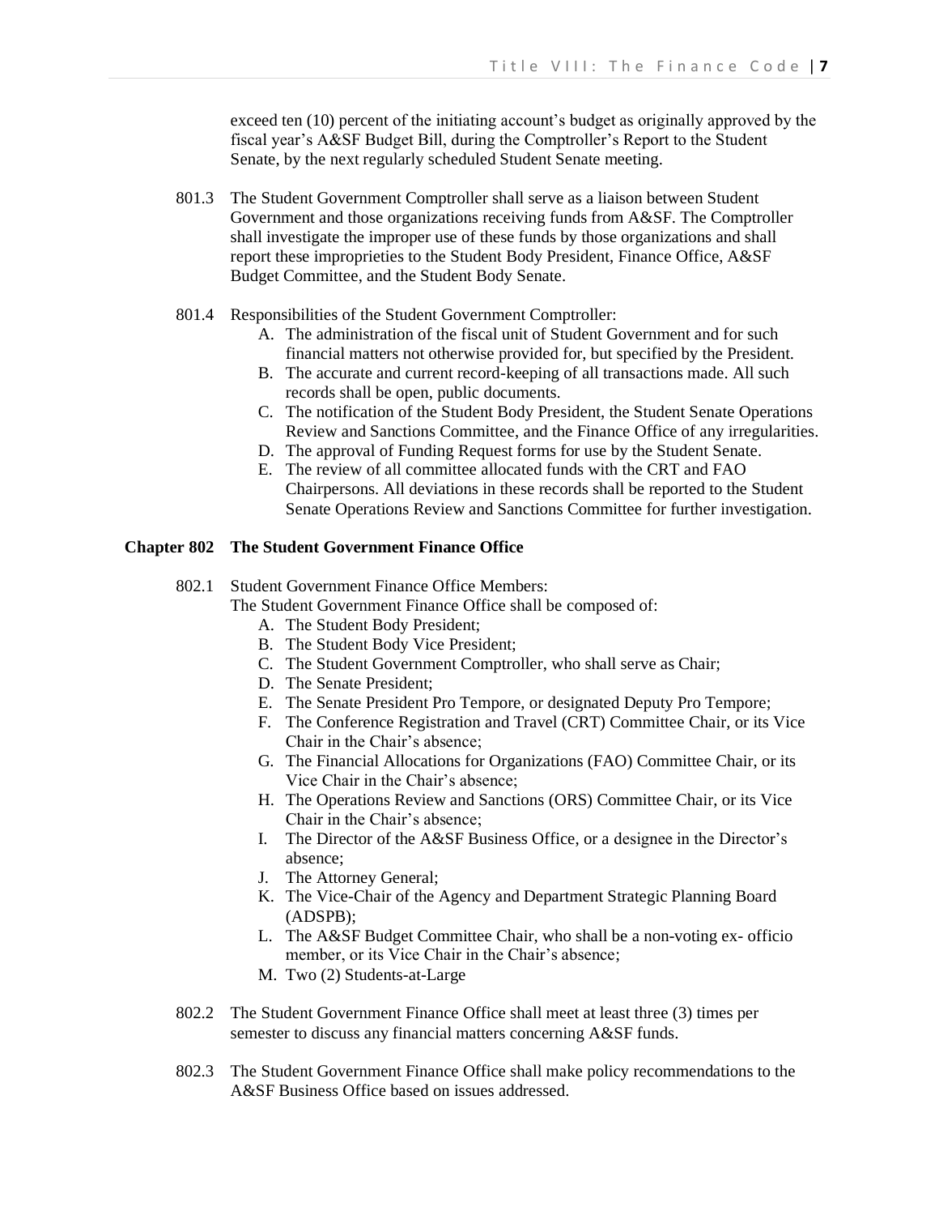exceed ten (10) percent of the initiating account's budget as originally approved by the fiscal year's A&SF Budget Bill, during the Comptroller's Report to the Student Senate, by the next regularly scheduled Student Senate meeting.

801.3 The Student Government Comptroller shall serve as a liaison between Student Government and those organizations receiving funds from A&SF. The Comptroller shall investigate the improper use of these funds by those organizations and shall report these improprieties to the Student Body President, Finance Office, A&SF Budget Committee, and the Student Body Senate.

801.4 Responsibilities of the Student Government Comptroller:

A. The administration of the fiscal unit of Student Government and for such financial matters not otherwise provided for, but specified by the President.
B. The accurate and current record-keeping of all transactions made. All such records shall be open, public documents.
C. The notification of the Student Body President, the Student Senate Operations Review and Sanctions Committee, and the Finance Office of any irregularities.
D. The approval of Funding Request forms for use by the Student Senate.
E. The review of all committee allocated funds with the CRT and FAO Chairpersons. All deviations in these records shall be reported to the Student Senate Operations Review and Sanctions Committee for further investigation.

## Chapter 802 The Student Government Finance Office

802.1 Student Government Finance Office Members:
The Student Government Finance Office shall be composed of:

A. The Student Body President;
B. The Student Body Vice President;
C. The Student Government Comptroller, who shall serve as Chair;
D. The Senate President;
E. The Senate President Pro Tempore, or designated Deputy Pro Tempore;
F. The Conference Registration and Travel (CRT) Committee Chair, or its Vice Chair in the Chair's absence;
G. The Financial Allocations for Organizations (FAO) Committee Chair, or its Vice Chair in the Chair's absence;
H. The Operations Review and Sanctions (ORS) Committee Chair, or its Vice Chair in the Chair's absence;
I. The Director of the A&SF Business Office, or a designee in the Director's absence;
J. The Attorney General;
K. The Vice-Chair of the Agency and Department Strategic Planning Board (ADSPB);
L. The A&SF Budget Committee Chair, who shall be a non-voting ex- officio member, or its Vice Chair in the Chair's absence;
M. Two (2) Students-at-Large

802.2 The Student Government Finance Office shall meet at least three (3) times per semester to discuss any financial matters concerning A&SF funds.

802.3 The Student Government Finance Office shall make policy recommendations to the A&SF Business Office based on issues addressed.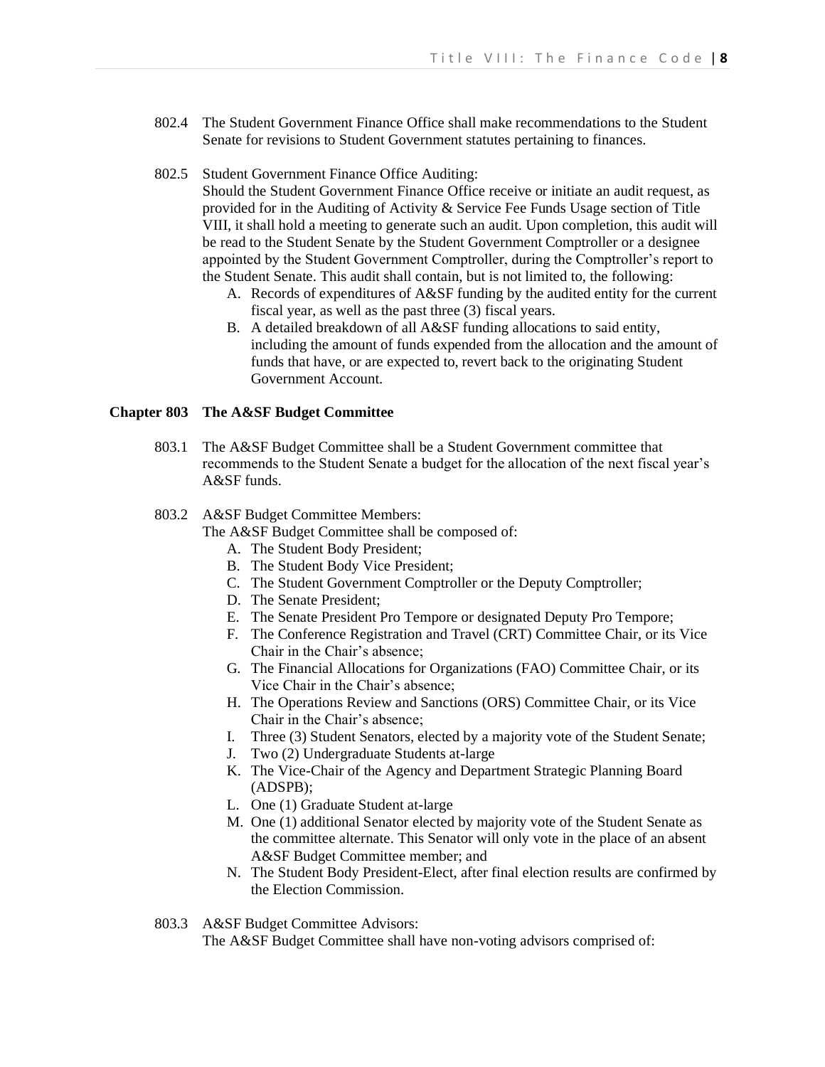802.4 The Student Government Finance Office shall make recommendations to the Student Senate for revisions to Student Government statutes pertaining to finances.

802.5 Student Government Finance Office Auditing:
Should the Student Government Finance Office receive or initiate an audit request, as provided for in the Auditing of Activity & Service Fee Funds Usage section of Title VIII, it shall hold a meeting to generate such an audit. Upon completion, this audit will be read to the Student Senate by the Student Government Comptroller or a designee appointed by the Student Government Comptroller, during the Comptroller's report to the Student Senate. This audit shall contain, but is not limited to, the following:

A. Records of expenditures of A&SF funding by the audited entity for the current fiscal year, as well as the past three (3) fiscal years.
B. A detailed breakdown of all A&SF funding allocations to said entity, including the amount of funds expended from the allocation and the amount of funds that have, or are expected to, revert back to the originating Student Government Account.

## Chapter 803 The A&SF Budget Committee

803.1 The A&SF Budget Committee shall be a Student Government committee that recommends to the Student Senate a budget for the allocation of the next fiscal year's A&SF funds.

803.2 A&SF Budget Committee Members:
The A&SF Budget Committee shall be composed of:

A. The Student Body President;
B. The Student Body Vice President;
C. The Student Government Comptroller or the Deputy Comptroller;
D. The Senate President;
E. The Senate President Pro Tempore or designated Deputy Pro Tempore;
F. The Conference Registration and Travel (CRT) Committee Chair, or its Vice Chair in the Chair's absence;
G. The Financial Allocations for Organizations (FAO) Committee Chair, or its Vice Chair in the Chair's absence;
H. The Operations Review and Sanctions (ORS) Committee Chair, or its Vice Chair in the Chair's absence;
I. Three (3) Student Senators, elected by a majority vote of the Student Senate;
J. Two (2) Undergraduate Students at-large
K. The Vice-Chair of the Agency and Department Strategic Planning Board (ADSPB);
L. One (1) Graduate Student at-large
M. One (1) additional Senator elected by majority vote of the Student Senate as the committee alternate. This Senator will only vote in the place of an absent A&SF Budget Committee member; and
N. The Student Body President-Elect, after final election results are confirmed by the Election Commission.

803.3 A&SF Budget Committee Advisors:
The A&SF Budget Committee shall have non-voting advisors comprised of: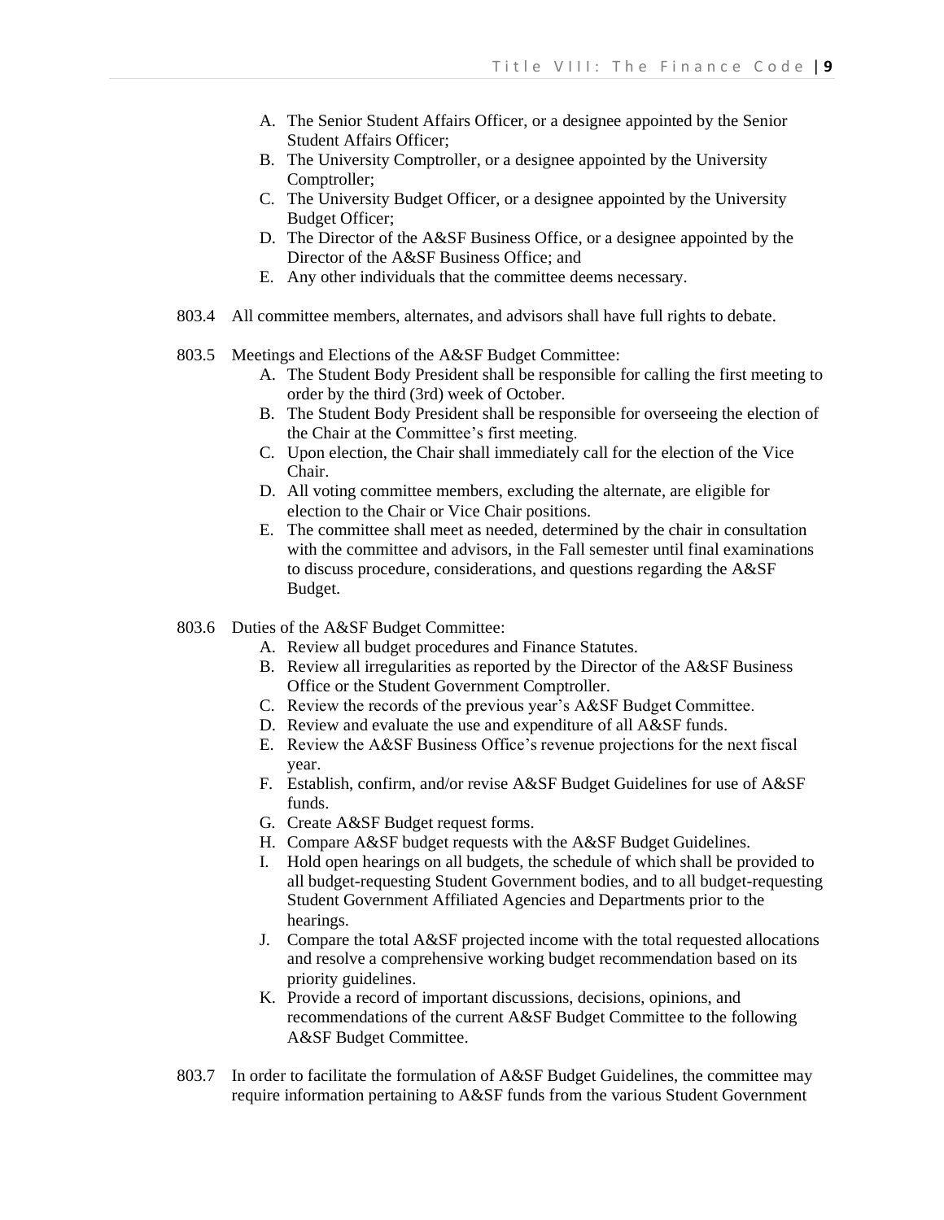A. The Senior Student Affairs Officer, or a designee appointed by the Senior Student Affairs Officer;
B. The University Comptroller, or a designee appointed by the University Comptroller;
C. The University Budget Officer, or a designee appointed by the University Budget Officer;
D. The Director of the A&SF Business Office, or a designee appointed by the Director of the A&SF Business Office; and
E. Any other individuals that the committee deems necessary.

803.4 All committee members, alternates, and advisors shall have full rights to debate.

803.5 Meetings and Elections of the A&SF Budget Committee:

A. The Student Body President shall be responsible for calling the first meeting to order by the third (3rd) week of October.
B. The Student Body President shall be responsible for overseeing the election of the Chair at the Committee's first meeting.
C. Upon election, the Chair shall immediately call for the election of the Vice Chair.
D. All voting committee members, excluding the alternate, are eligible for election to the Chair or Vice Chair positions.
E. The committee shall meet as needed, determined by the chair in consultation with the committee and advisors, in the Fall semester until final examinations to discuss procedure, considerations, and questions regarding the A&SF Budget.

803.6 Duties of the A&SF Budget Committee:

A. Review all budget procedures and Finance Statutes.
B. Review all irregularities as reported by the Director of the A&SF Business Office or the Student Government Comptroller.
C. Review the records of the previous year's A&SF Budget Committee.
D. Review and evaluate the use and expenditure of all A&SF funds.
E. Review the A&SF Business Office's revenue projections for the next fiscal year.
F. Establish, confirm, and/or revise A&SF Budget Guidelines for use of A&SF funds.
G. Create A&SF Budget request forms.
H. Compare A&SF budget requests with the A&SF Budget Guidelines.
I. Hold open hearings on all budgets, the schedule of which shall be provided to all budget-requesting Student Government bodies, and to all budget-requesting Student Government Affiliated Agencies and Departments prior to the hearings.
J. Compare the total A&SF projected income with the total requested allocations and resolve a comprehensive working budget recommendation based on its priority guidelines.
K. Provide a record of important discussions, decisions, opinions, and recommendations of the current A&SF Budget Committee to the following A&SF Budget Committee.

803.7 In order to facilitate the formulation of A&SF Budget Guidelines, the committee may require information pertaining to A&SF funds from the various Student Government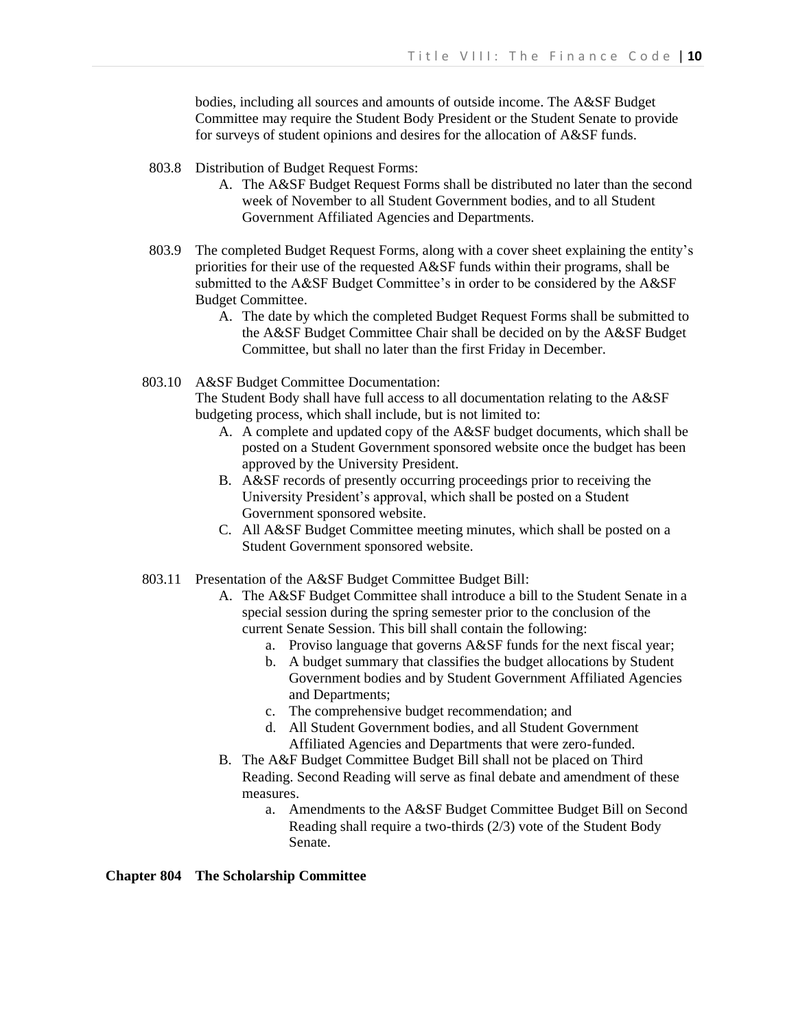bodies, including all sources and amounts of outside income. The A&SF Budget Committee may require the Student Body President or the Student Senate to provide for surveys of student opinions and desires for the allocation of A&SF funds.

803.8 Distribution of Budget Request Forms:

A. The A&SF Budget Request Forms shall be distributed no later than the second week of November to all Student Government bodies, and to all Student Government Affiliated Agencies and Departments.

803.9 The completed Budget Request Forms, along with a cover sheet explaining the entity's priorities for their use of the requested A&SF funds within their programs, shall be submitted to the A&SF Budget Committee's in order to be considered by the A&SF Budget Committee.

A. The date by which the completed Budget Request Forms shall be submitted to the A&SF Budget Committee Chair shall be decided on by the A&SF Budget Committee, but shall no later than the first Friday in December.

803.10 A&SF Budget Committee Documentation:
The Student Body shall have full access to all documentation relating to the A&SF budgeting process, which shall include, but is not limited to:

A. A complete and updated copy of the A&SF budget documents, which shall be posted on a Student Government sponsored website once the budget has been approved by the University President.
B. A&SF records of presently occurring proceedings prior to receiving the University President's approval, which shall be posted on a Student Government sponsored website.
C. All A&SF Budget Committee meeting minutes, which shall be posted on a Student Government sponsored website.

803.11 Presentation of the A&SF Budget Committee Budget Bill:

A. The A&SF Budget Committee shall introduce a bill to the Student Senate in a special session during the spring semester prior to the conclusion of the current Senate Session. This bill shall contain the following:
   a. Proviso language that governs A&SF funds for the next fiscal year;
   b. A budget summary that classifies the budget allocations by Student Government bodies and by Student Government Affiliated Agencies and Departments;
   c. The comprehensive budget recommendation; and
   d. All Student Government bodies, and all Student Government Affiliated Agencies and Departments that were zero-funded.
B. The A&F Budget Committee Budget Bill shall not be placed on Third Reading. Second Reading will serve as final debate and amendment of these measures.
   a. Amendments to the A&SF Budget Committee Budget Bill on Second Reading shall require a two-thirds (2/3) vote of the Student Body Senate.

## Chapter 804 The Scholarship Committee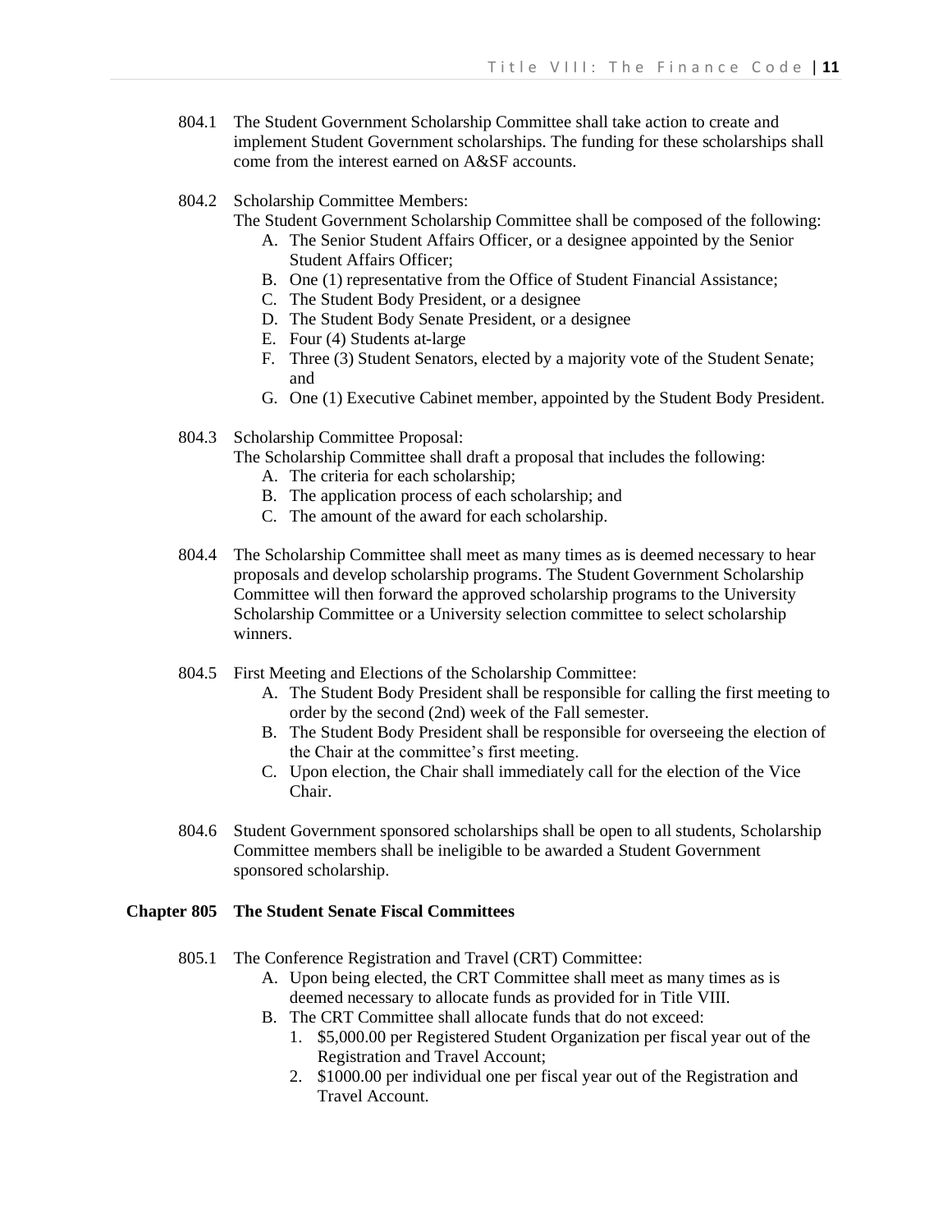804.1 The Student Government Scholarship Committee shall take action to create and implement Student Government scholarships. The funding for these scholarships shall come from the interest earned on A&SF accounts.

804.2 Scholarship Committee Members:
The Student Government Scholarship Committee shall be composed of the following:

A. The Senior Student Affairs Officer, or a designee appointed by the Senior Student Affairs Officer;
B. One (1) representative from the Office of Student Financial Assistance;
C. The Student Body President, or a designee
D. The Student Body Senate President, or a designee
E. Four (4) Students at-large
F. Three (3) Student Senators, elected by a majority vote of the Student Senate; and
G. One (1) Executive Cabinet member, appointed by the Student Body President.

804.3 Scholarship Committee Proposal:
The Scholarship Committee shall draft a proposal that includes the following:

A. The criteria for each scholarship;
B. The application process of each scholarship; and
C. The amount of the award for each scholarship.

804.4 The Scholarship Committee shall meet as many times as is deemed necessary to hear proposals and develop scholarship programs. The Student Government Scholarship Committee will then forward the approved scholarship programs to the University Scholarship Committee or a University selection committee to select scholarship winners.

804.5 First Meeting and Elections of the Scholarship Committee:

A. The Student Body President shall be responsible for calling the first meeting to order by the second (2nd) week of the Fall semester.
B. The Student Body President shall be responsible for overseeing the election of the Chair at the committee's first meeting.
C. Upon election, the Chair shall immediately call for the election of the Vice Chair.

804.6 Student Government sponsored scholarships shall be open to all students, Scholarship Committee members shall be ineligible to be awarded a Student Government sponsored scholarship.

## Chapter 805 The Student Senate Fiscal Committees

805.1 The Conference Registration and Travel (CRT) Committee:

A. Upon being elected, the CRT Committee shall meet as many times as is deemed necessary to allocate funds as provided for in Title VIII.
B. The CRT Committee shall allocate funds that do not exceed:
   1. $5,000.00 per Registered Student Organization per fiscal year out of the Registration and Travel Account;
   2. $1000.00 per individual one per fiscal year out of the Registration and Travel Account.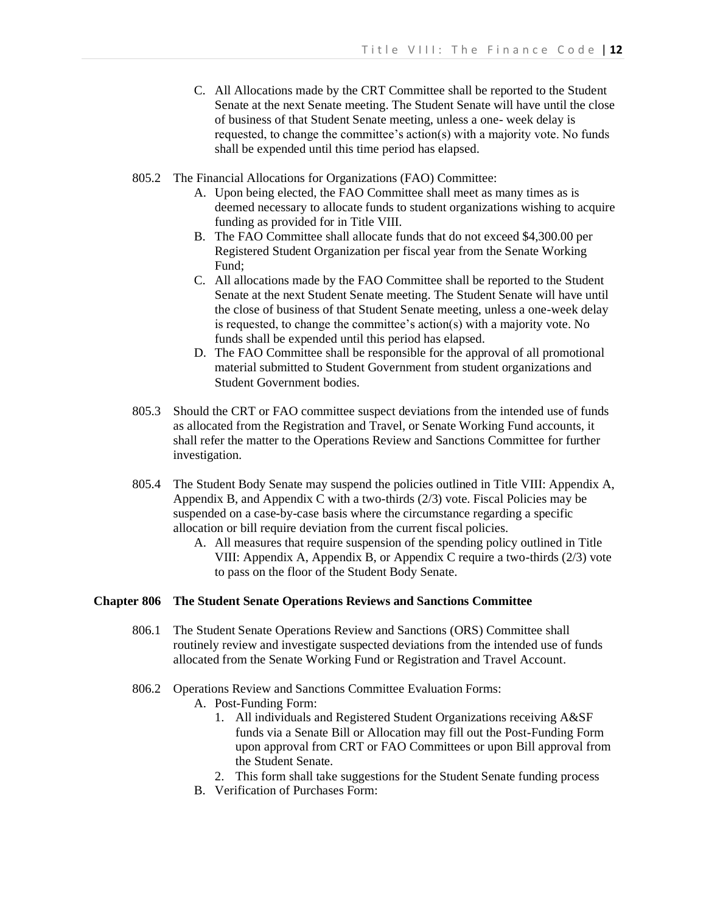C. All Allocations made by the CRT Committee shall be reported to the Student Senate at the next Senate meeting. The Student Senate will have until the close of business of that Student Senate meeting, unless a one- week delay is requested, to change the committee's action(s) with a majority vote. No funds shall be expended until this time period has elapsed.

805.2 The Financial Allocations for Organizations (FAO) Committee:

A. Upon being elected, the FAO Committee shall meet as many times as is deemed necessary to allocate funds to student organizations wishing to acquire funding as provided for in Title VIII.
B. The FAO Committee shall allocate funds that do not exceed $4,300.00 per Registered Student Organization per fiscal year from the Senate Working Fund;
C. All allocations made by the FAO Committee shall be reported to the Student Senate at the next Student Senate meeting. The Student Senate will have until the close of business of that Student Senate meeting, unless a one-week delay is requested, to change the committee's action(s) with a majority vote. No funds shall be expended until this period has elapsed.
D. The FAO Committee shall be responsible for the approval of all promotional material submitted to Student Government from student organizations and Student Government bodies.

805.3 Should the CRT or FAO committee suspect deviations from the intended use of funds as allocated from the Registration and Travel, or Senate Working Fund accounts, it shall refer the matter to the Operations Review and Sanctions Committee for further investigation.

805.4 The Student Body Senate may suspend the policies outlined in Title VIII: Appendix A, Appendix B, and Appendix C with a two-thirds (2/3) vote. Fiscal Policies may be suspended on a case-by-case basis where the circumstance regarding a specific allocation or bill require deviation from the current fiscal policies.

A. All measures that require suspension of the spending policy outlined in Title VIII: Appendix A, Appendix B, or Appendix C require a two-thirds (2/3) vote to pass on the floor of the Student Body Senate.

**Chapter 806 The Student Senate Operations Reviews and Sanctions Committee**

806.1 The Student Senate Operations Review and Sanctions (ORS) Committee shall routinely review and investigate suspected deviations from the intended use of funds allocated from the Senate Working Fund or Registration and Travel Account.

806.2 Operations Review and Sanctions Committee Evaluation Forms:

A. Post-Funding Form:
   1. All individuals and Registered Student Organizations receiving A&SF funds via a Senate Bill or Allocation may fill out the Post-Funding Form upon approval from CRT or FAO Committees or upon Bill approval from the Student Senate.
   2. This form shall take suggestions for the Student Senate funding process
B. Verification of Purchases Form: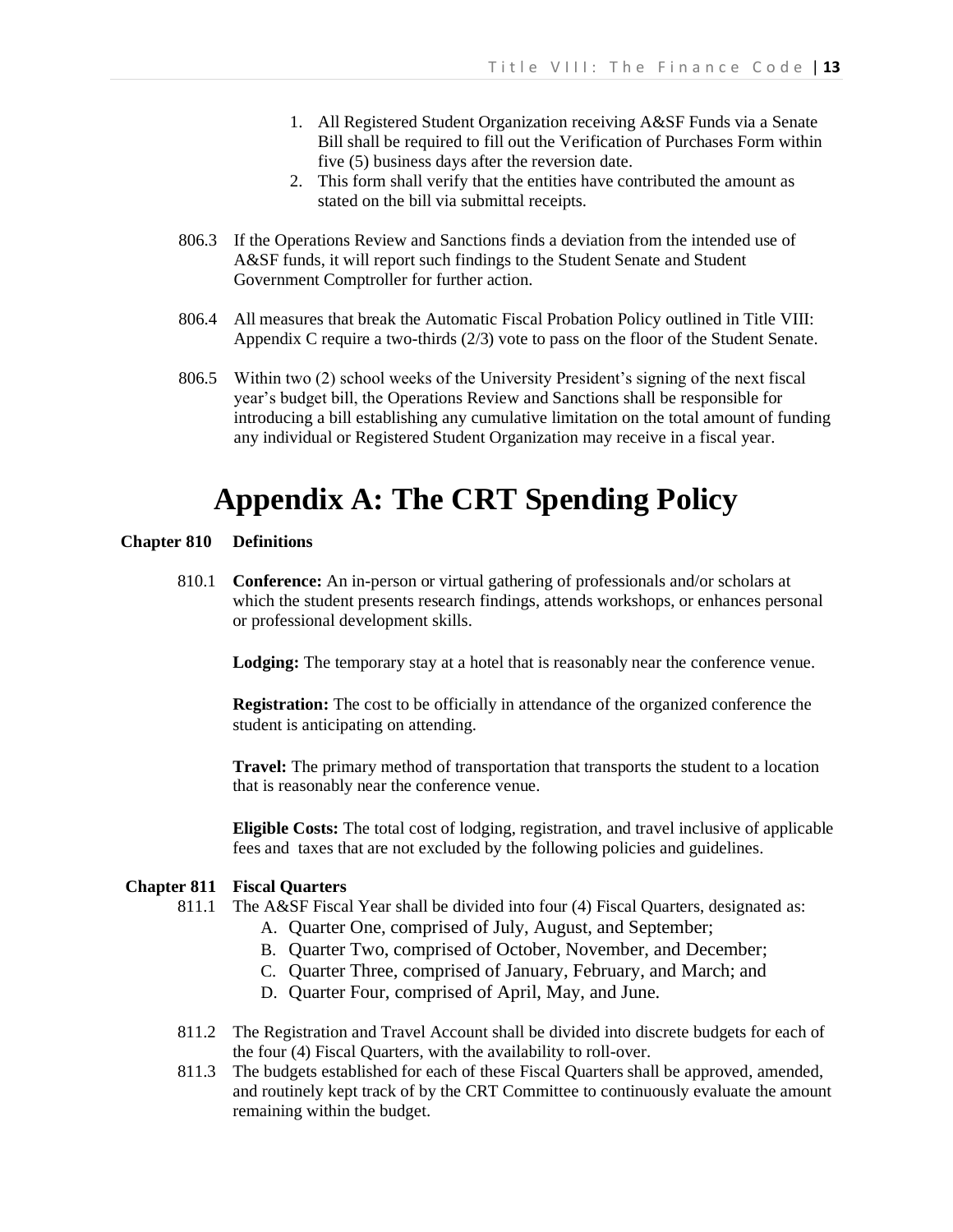1. All Registered Student Organization receiving A&SF Funds via a Senate Bill shall be required to fill out the Verification of Purchases Form within five (5) business days after the reversion date.
2. This form shall verify that the entities have contributed the amount as stated on the bill via submittal receipts.

806.3 If the Operations Review and Sanctions finds a deviation from the intended use of A&SF funds, it will report such findings to the Student Senate and Student Government Comptroller for further action.

806.4 All measures that break the Automatic Fiscal Probation Policy outlined in Title VIII: Appendix C require a two-thirds (2/3) vote to pass on the floor of the Student Senate.

806.5 Within two (2) school weeks of the University President's signing of the next fiscal year's budget bill, the Operations Review and Sanctions shall be responsible for introducing a bill establishing any cumulative limitation on the total amount of funding any individual or Registered Student Organization may receive in a fiscal year.

# Appendix A: The CRT Spending Policy

**Chapter 810 Definitions**

810.1 **Conference:** An in-person or virtual gathering of professionals and/or scholars at which the student presents research findings, attends workshops, or enhances personal or professional development skills.

**Lodging:** The temporary stay at a hotel that is reasonably near the conference venue.

**Registration:** The cost to be officially in attendance of the organized conference the student is anticipating on attending.

**Travel:** The primary method of transportation that transports the student to a location that is reasonably near the conference venue.

**Eligible Costs:** The total cost of lodging, registration, and travel inclusive of applicable fees and taxes that are not excluded by the following policies and guidelines.

**Chapter 811 Fiscal Quarters**

811.1 The A&SF Fiscal Year shall be divided into four (4) Fiscal Quarters, designated as:

A. Quarter One, comprised of July, August, and September;
B. Quarter Two, comprised of October, November, and December;
C. Quarter Three, comprised of January, February, and March; and
D. Quarter Four, comprised of April, May, and June.

811.2 The Registration and Travel Account shall be divided into discrete budgets for each of the four (4) Fiscal Quarters, with the availability to roll-over.

811.3 The budgets established for each of these Fiscal Quarters shall be approved, amended, and routinely kept track of by the CRT Committee to continuously evaluate the amount remaining within the budget.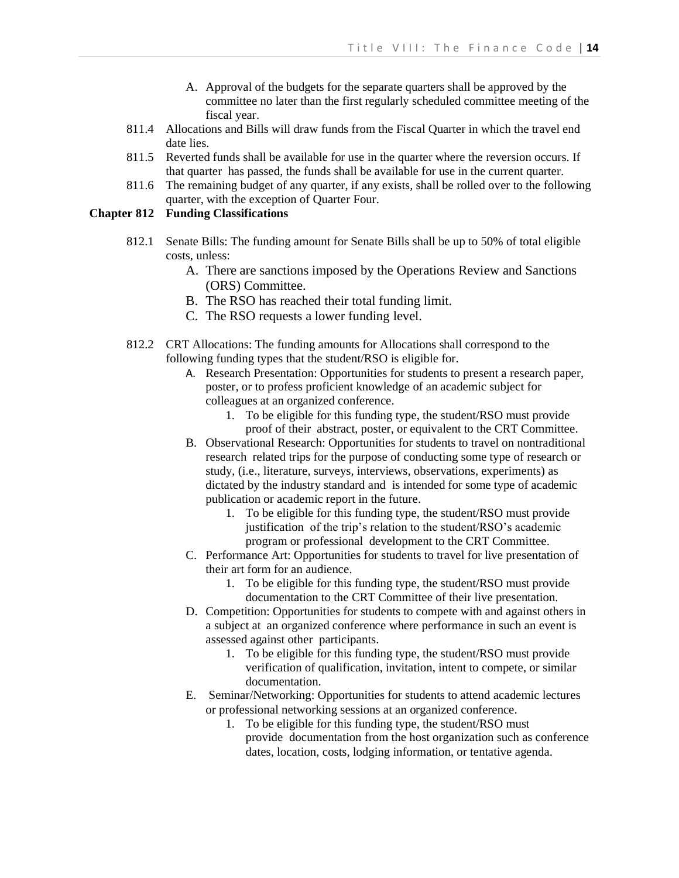A. Approval of the budgets for the separate quarters shall be approved by the committee no later than the first regularly scheduled committee meeting of the fiscal year.

811.4 Allocations and Bills will draw funds from the Fiscal Quarter in which the travel end date lies.

811.5 Reverted funds shall be available for use in the quarter where the reversion occurs. If that quarter has passed, the funds shall be available for use in the current quarter.

811.6 The remaining budget of any quarter, if any exists, shall be rolled over to the following quarter, with the exception of Quarter Four.

## Chapter 812 Funding Classifications

812.1 Senate Bills: The funding amount for Senate Bills shall be up to 50% of total eligible costs, unless:

A. There are sanctions imposed by the Operations Review and Sanctions (ORS) Committee.

B. The RSO has reached their total funding limit.

C. The RSO requests a lower funding level.

812.2 CRT Allocations: The funding amounts for Allocations shall correspond to the following funding types that the student/RSO is eligible for.

A. Research Presentation: Opportunities for students to present a research paper, poster, or to profess proficient knowledge of an academic subject for colleagues at an organized conference.

1. To be eligible for this funding type, the student/RSO must provide proof of their abstract, poster, or equivalent to the CRT Committee.

B. Observational Research: Opportunities for students to travel on nontraditional research related trips for the purpose of conducting some type of research or study, (i.e., literature, surveys, interviews, observations, experiments) as dictated by the industry standard and is intended for some type of academic publication or academic report in the future.

1. To be eligible for this funding type, the student/RSO must provide justification of the trip's relation to the student/RSO's academic program or professional development to the CRT Committee.

C. Performance Art: Opportunities for students to travel for live presentation of their art form for an audience.

1. To be eligible for this funding type, the student/RSO must provide documentation to the CRT Committee of their live presentation.

D. Competition: Opportunities for students to compete with and against others in a subject at an organized conference where performance in such an event is assessed against other participants.

1. To be eligible for this funding type, the student/RSO must provide verification of qualification, invitation, intent to compete, or similar documentation.

E. Seminar/Networking: Opportunities for students to attend academic lectures or professional networking sessions at an organized conference.

1. To be eligible for this funding type, the student/RSO must provide documentation from the host organization such as conference dates, location, costs, lodging information, or tentative agenda.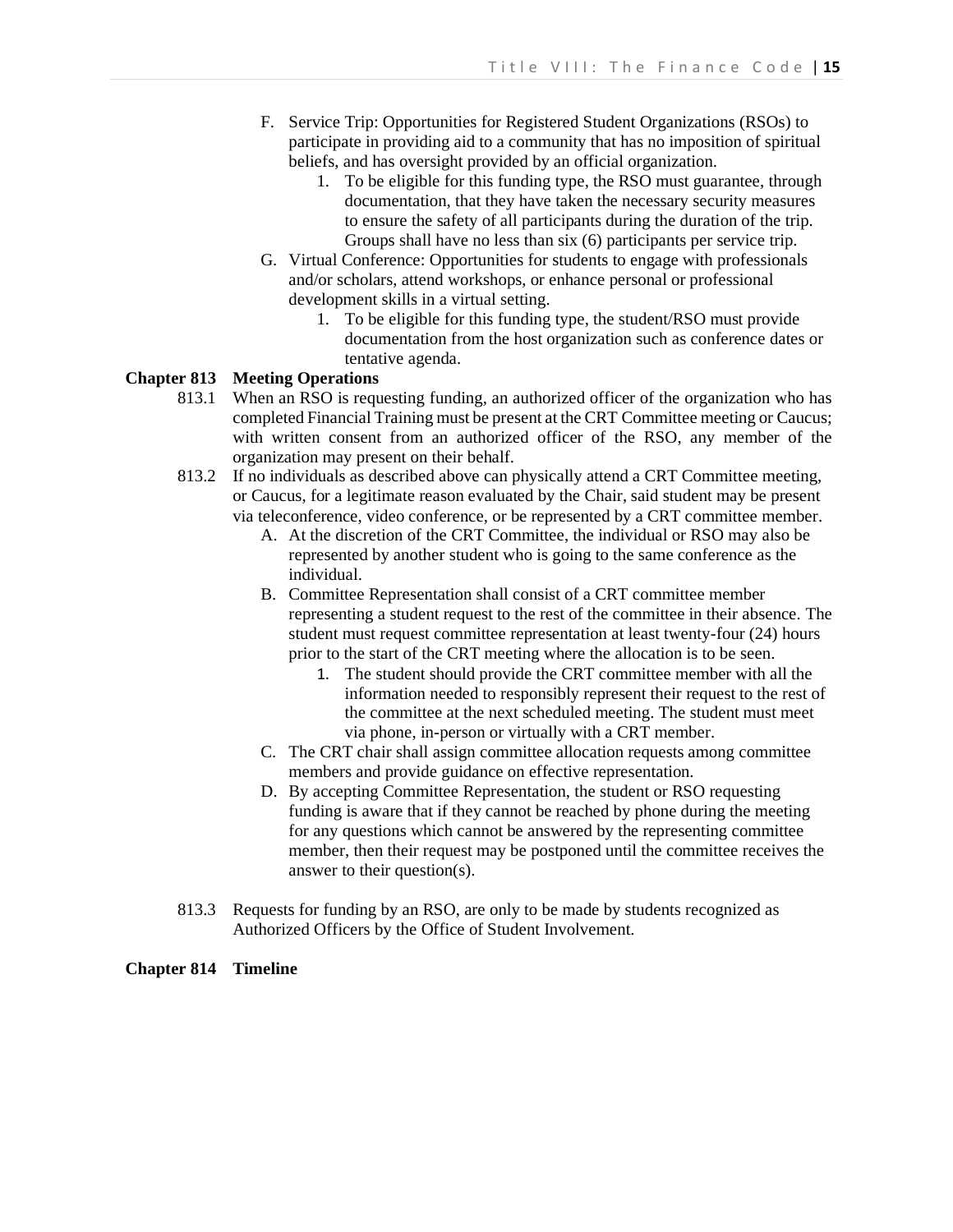F. Service Trip: Opportunities for Registered Student Organizations (RSOs) to participate in providing aid to a community that has no imposition of spiritual beliefs, and has oversight provided by an official organization.
   1. To be eligible for this funding type, the RSO must guarantee, through documentation, that they have taken the necessary security measures to ensure the safety of all participants during the duration of the trip. Groups shall have no less than six (6) participants per service trip.

G. Virtual Conference: Opportunities for students to engage with professionals and/or scholars, attend workshops, or enhance personal or professional development skills in a virtual setting.
   1. To be eligible for this funding type, the student/RSO must provide documentation from the host organization such as conference dates or tentative agenda.

## Chapter 813 Meeting Operations

813.1 When an RSO is requesting funding, an authorized officer of the organization who has completed Financial Training must be present at the CRT Committee meeting or Caucus; with written consent from an authorized officer of the RSO, any member of the organization may present on their behalf.

813.2 If no individuals as described above can physically attend a CRT Committee meeting, or Caucus, for a legitimate reason evaluated by the Chair, said student may be present via teleconference, video conference, or be represented by a CRT committee member.

A. At the discretion of the CRT Committee, the individual or RSO may also be represented by another student who is going to the same conference as the individual.

B. Committee Representation shall consist of a CRT committee member representing a student request to the rest of the committee in their absence. The student must request committee representation at least twenty-four (24) hours prior to the start of the CRT meeting where the allocation is to be seen.
   1. The student should provide the CRT committee member with all the information needed to responsibly represent their request to the rest of the committee at the next scheduled meeting. The student must meet via phone, in-person or virtually with a CRT member.

C. The CRT chair shall assign committee allocation requests among committee members and provide guidance on effective representation.

D. By accepting Committee Representation, the student or RSO requesting funding is aware that if they cannot be reached by phone during the meeting for any questions which cannot be answered by the representing committee member, then their request may be postponed until the committee receives the answer to their question(s).

813.3 Requests for funding by an RSO, are only to be made by students recognized as Authorized Officers by the Office of Student Involvement.

## Chapter 814 Timeline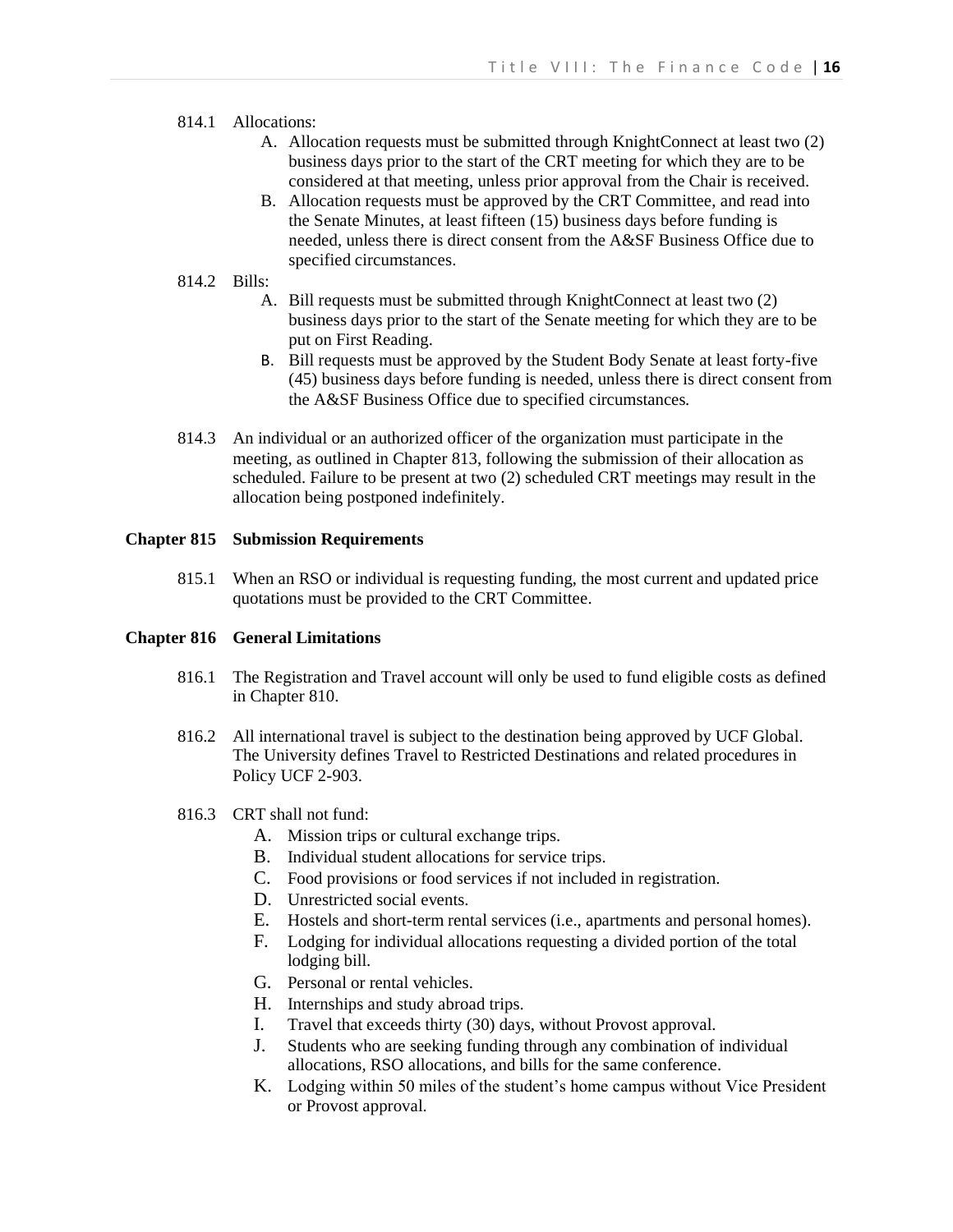814.1 Allocations:

A. Allocation requests must be submitted through KnightConnect at least two (2) business days prior to the start of the CRT meeting for which they are to be considered at that meeting, unless prior approval from the Chair is received.

B. Allocation requests must be approved by the CRT Committee, and read into the Senate Minutes, at least fifteen (15) business days before funding is needed, unless there is direct consent from the A&SF Business Office due to specified circumstances.

814.2 Bills:

A. Bill requests must be submitted through KnightConnect at least two (2) business days prior to the start of the Senate meeting for which they are to be put on First Reading.

B. Bill requests must be approved by the Student Body Senate at least forty-five (45) business days before funding is needed, unless there is direct consent from the A&SF Business Office due to specified circumstances.

814.3 An individual or an authorized officer of the organization must participate in the meeting, as outlined in Chapter 813, following the submission of their allocation as scheduled. Failure to be present at two (2) scheduled CRT meetings may result in the allocation being postponed indefinitely.

## Chapter 815 Submission Requirements

815.1 When an RSO or individual is requesting funding, the most current and updated price quotations must be provided to the CRT Committee.

## Chapter 816 General Limitations

816.1 The Registration and Travel account will only be used to fund eligible costs as defined in Chapter 810.

816.2 All international travel is subject to the destination being approved by UCF Global. The University defines Travel to Restricted Destinations and related procedures in Policy UCF 2-903.

816.3 CRT shall not fund:

A. Mission trips or cultural exchange trips.

B. Individual student allocations for service trips.

C. Food provisions or food services if not included in registration.

D. Unrestricted social events.

E. Hostels and short-term rental services (i.e., apartments and personal homes).

F. Lodging for individual allocations requesting a divided portion of the total lodging bill.

G. Personal or rental vehicles.

H. Internships and study abroad trips.

I. Travel that exceeds thirty (30) days, without Provost approval.

J. Students who are seeking funding through any combination of individual allocations, RSO allocations, and bills for the same conference.

K. Lodging within 50 miles of the student's home campus without Vice President or Provost approval.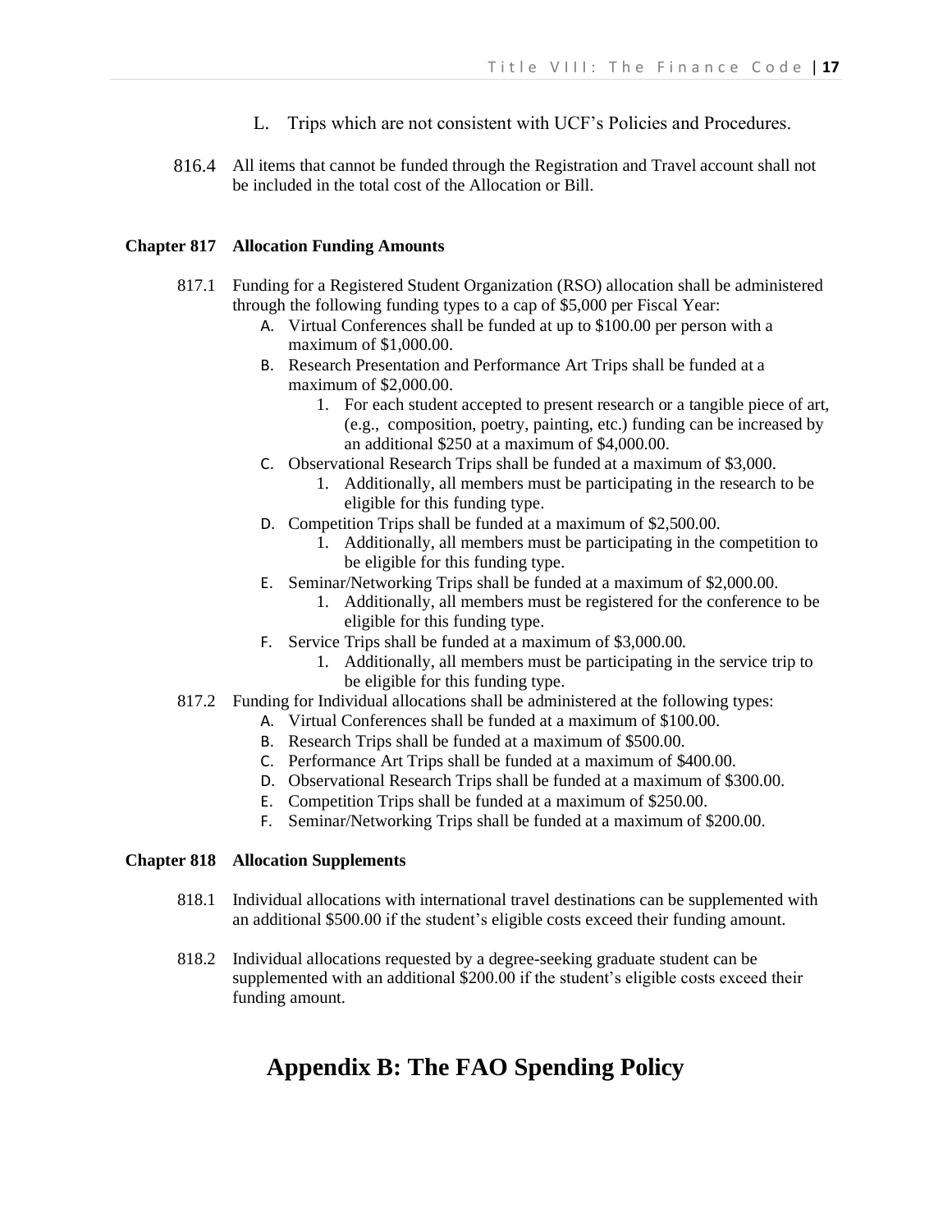L. Trips which are not consistent with UCF's Policies and Procedures.

816.4 All items that cannot be funded through the Registration and Travel account shall not be included in the total cost of the Allocation or Bill.

**Chapter 817 Allocation Funding Amounts**

817.1 Funding for a Registered Student Organization (RSO) allocation shall be administered through the following funding types to a cap of $5,000 per Fiscal Year:

- A. Virtual Conferences shall be funded at up to $100.00 per person with a maximum of $1,000.00.
- B. Research Presentation and Performance Art Trips shall be funded at a maximum of $2,000.00.
  1. For each student accepted to present research or a tangible piece of art, (e.g., composition, poetry, painting, etc.) funding can be increased by an additional $250 at a maximum of $4,000.00.
- C. Observational Research Trips shall be funded at a maximum of $3,000.
  1. Additionally, all members must be participating in the research to be eligible for this funding type.
- D. Competition Trips shall be funded at a maximum of $2,500.00.
  1. Additionally, all members must be participating in the competition to be eligible for this funding type.
- E. Seminar/Networking Trips shall be funded at a maximum of $2,000.00.
  1. Additionally, all members must be registered for the conference to be eligible for this funding type.
- F. Service Trips shall be funded at a maximum of $3,000.00.
  1. Additionally, all members must be participating in the service trip to be eligible for this funding type.

817.2 Funding for Individual allocations shall be administered at the following types:

- A. Virtual Conferences shall be funded at a maximum of $100.00.
- B. Research Trips shall be funded at a maximum of $500.00.
- C. Performance Art Trips shall be funded at a maximum of $400.00.
- D. Observational Research Trips shall be funded at a maximum of $300.00.
- E. Competition Trips shall be funded at a maximum of $250.00.
- F. Seminar/Networking Trips shall be funded at a maximum of $200.00.

**Chapter 818 Allocation Supplements**

818.1 Individual allocations with international travel destinations can be supplemented with an additional $500.00 if the student's eligible costs exceed their funding amount.

818.2 Individual allocations requested by a degree-seeking graduate student can be supplemented with an additional $200.00 if the student's eligible costs exceed their funding amount.

# Appendix B: The FAO Spending Policy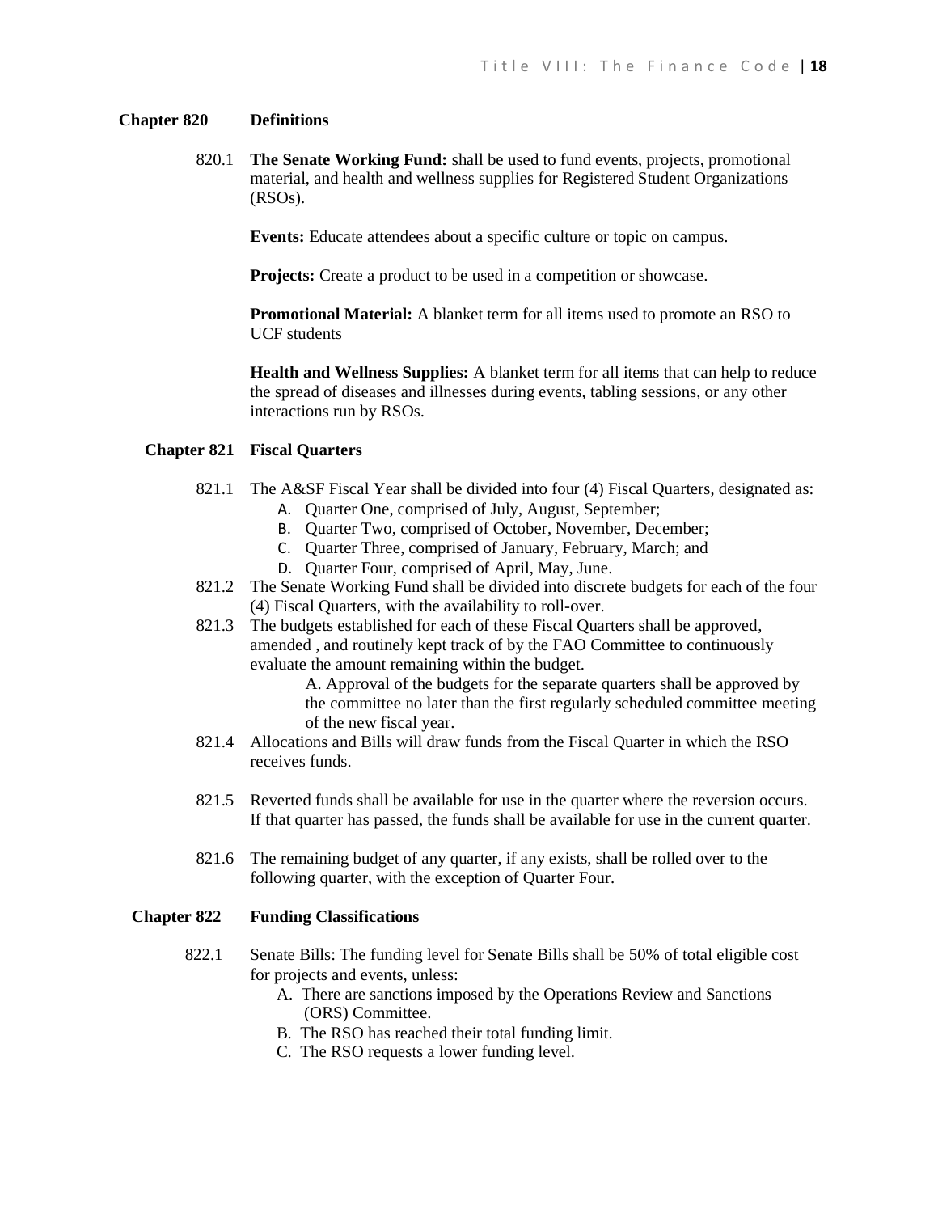## Chapter 820 Definitions

820.1 **The Senate Working Fund:** shall be used to fund events, projects, promotional material, and health and wellness supplies for Registered Student Organizations (RSOs).

**Events:** Educate attendees about a specific culture or topic on campus.

**Projects:** Create a product to be used in a competition or showcase.

**Promotional Material:** A blanket term for all items used to promote an RSO to UCF students

**Health and Wellness Supplies:** A blanket term for all items that can help to reduce the spread of diseases and illnesses during events, tabling sessions, or any other interactions run by RSOs.

## Chapter 821 Fiscal Quarters

821.1 The A&SF Fiscal Year shall be divided into four (4) Fiscal Quarters, designated as:

A. Quarter One, comprised of July, August, September;
B. Quarter Two, comprised of October, November, December;
C. Quarter Three, comprised of January, February, March; and
D. Quarter Four, comprised of April, May, June.

821.2 The Senate Working Fund shall be divided into discrete budgets for each of the four (4) Fiscal Quarters, with the availability to roll-over.

821.3 The budgets established for each of these Fiscal Quarters shall be approved, amended , and routinely kept track of by the FAO Committee to continuously evaluate the amount remaining within the budget.

A. Approval of the budgets for the separate quarters shall be approved by the committee no later than the first regularly scheduled committee meeting of the new fiscal year.

821.4 Allocations and Bills will draw funds from the Fiscal Quarter in which the RSO receives funds.

821.5 Reverted funds shall be available for use in the quarter where the reversion occurs. If that quarter has passed, the funds shall be available for use in the current quarter.

821.6 The remaining budget of any quarter, if any exists, shall be rolled over to the following quarter, with the exception of Quarter Four.

## Chapter 822 Funding Classifications

822.1 Senate Bills: The funding level for Senate Bills shall be 50% of total eligible cost for projects and events, unless:

A. There are sanctions imposed by the Operations Review and Sanctions (ORS) Committee.
B. The RSO has reached their total funding limit.
C. The RSO requests a lower funding level.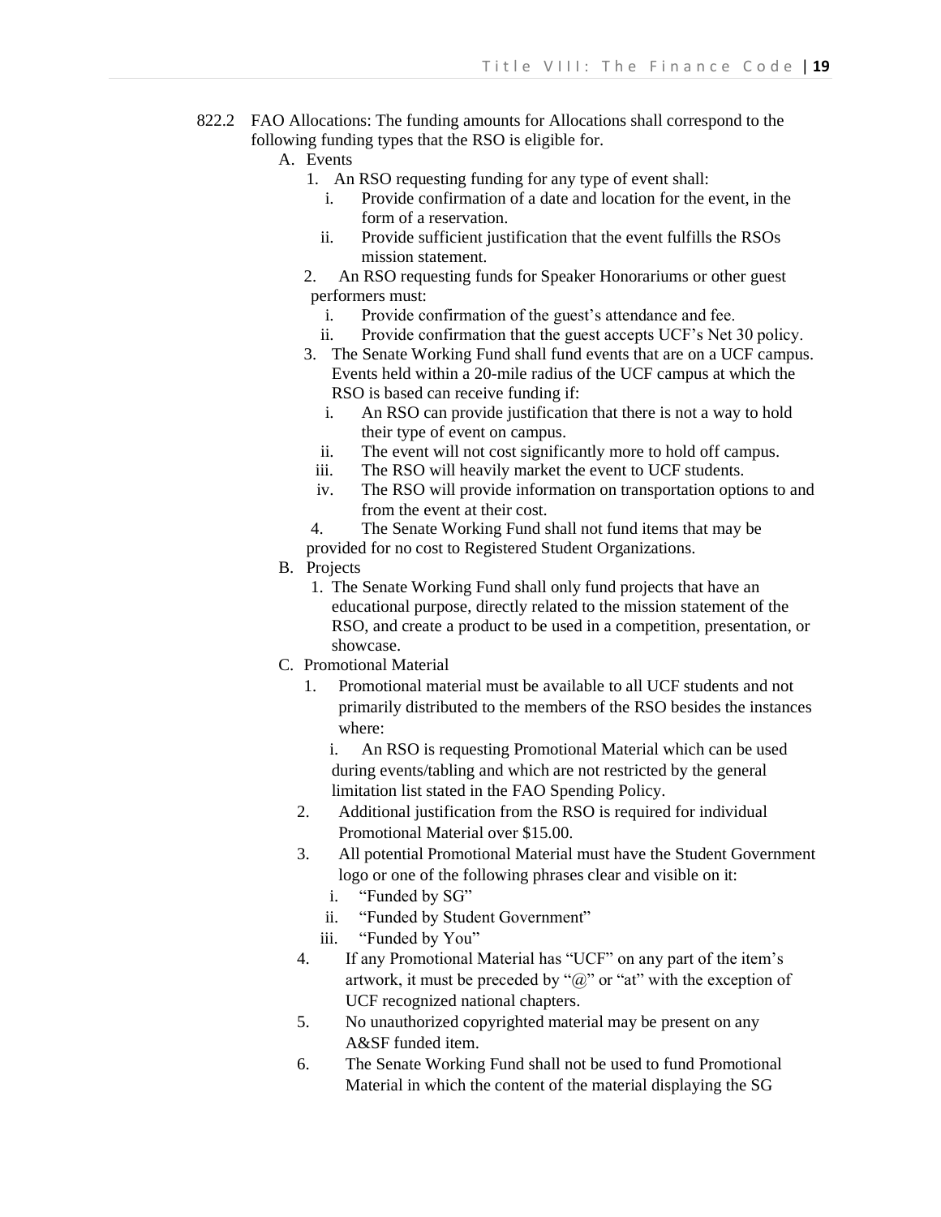822.2 FAO Allocations: The funding amounts for Allocations shall correspond to the following funding types that the RSO is eligible for.

A. Events
   1. An RSO requesting funding for any type of event shall:
      i. Provide confirmation of a date and location for the event, in the form of a reservation.
      ii. Provide sufficient justification that the event fulfills the RSOs mission statement.
   2. An RSO requesting funds for Speaker Honorariums or other guest performers must:
      i. Provide confirmation of the guest's attendance and fee.
      ii. Provide confirmation that the guest accepts UCF's Net 30 policy.
   3. The Senate Working Fund shall fund events that are on a UCF campus. Events held within a 20-mile radius of the UCF campus at which the RSO is based can receive funding if:
      i. An RSO can provide justification that there is not a way to hold their type of event on campus.
      ii. The event will not cost significantly more to hold off campus.
      iii. The RSO will heavily market the event to UCF students.
      iv. The RSO will provide information on transportation options to and from the event at their cost.
   4. The Senate Working Fund shall not fund items that may be provided for no cost to Registered Student Organizations.

B. Projects
   1. The Senate Working Fund shall only fund projects that have an educational purpose, directly related to the mission statement of the RSO, and create a product to be used in a competition, presentation, or showcase.

C. Promotional Material
   1. Promotional material must be available to all UCF students and not primarily distributed to the members of the RSO besides the instances where:
      i. An RSO is requesting Promotional Material which can be used during events/tabling and which are not restricted by the general limitation list stated in the FAO Spending Policy.
   2. Additional justification from the RSO is required for individual Promotional Material over $15.00.
   3. All potential Promotional Material must have the Student Government logo or one of the following phrases clear and visible on it:
      i. "Funded by SG"
      ii. "Funded by Student Government"
      iii. "Funded by You"
   4. If any Promotional Material has "UCF" on any part of the item's artwork, it must be preceded by "@" or "at" with the exception of UCF recognized national chapters.
   5. No unauthorized copyrighted material may be present on any A&SF funded item.
   6. The Senate Working Fund shall not be used to fund Promotional Material in which the content of the material displaying the SG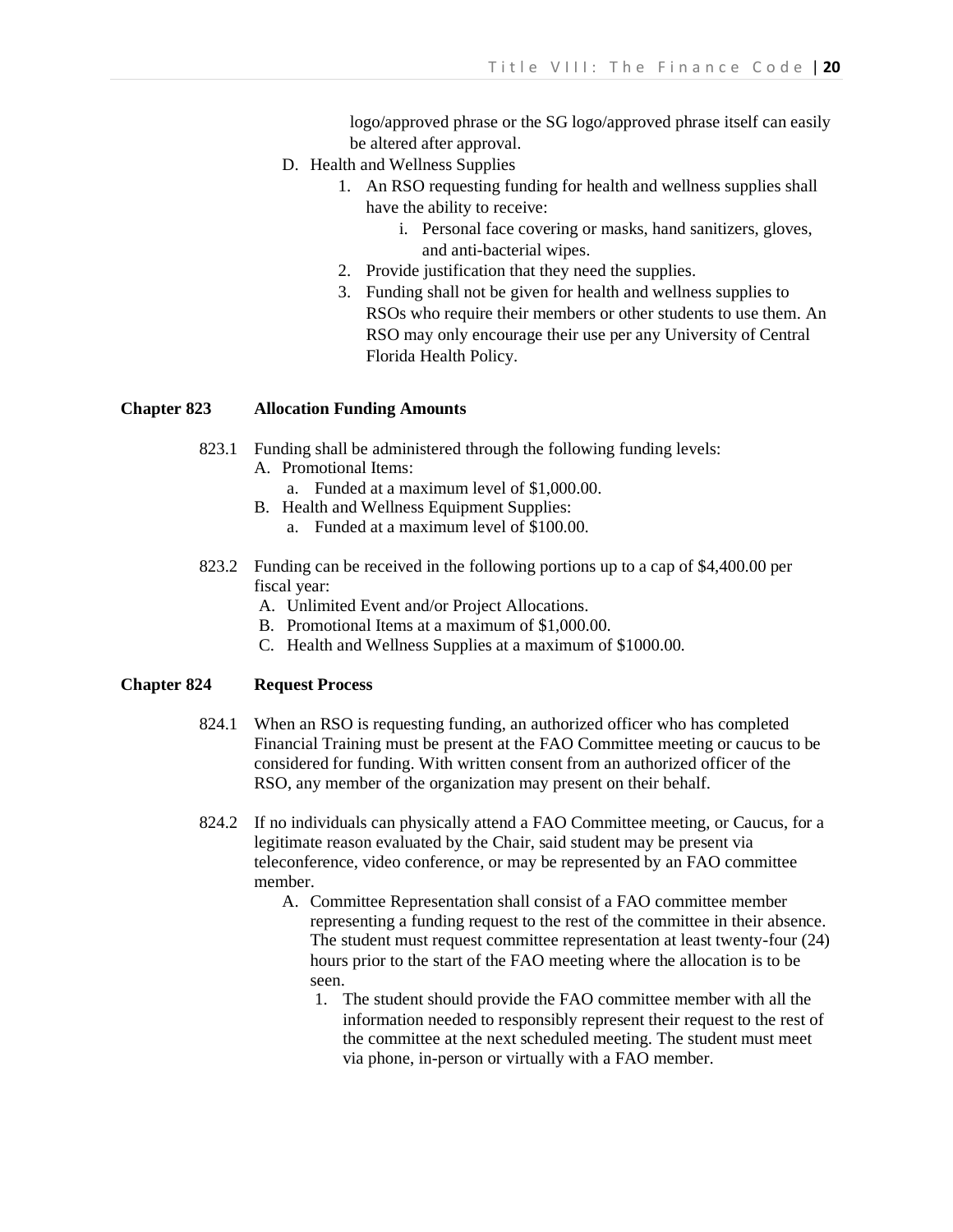logo/approved phrase or the SG logo/approved phrase itself can easily be altered after approval.

D. Health and Wellness Supplies
    1. An RSO requesting funding for health and wellness supplies shall have the ability to receive:
        i. Personal face covering or masks, hand sanitizers, gloves, and anti-bacterial wipes.
    2. Provide justification that they need the supplies.
    3. Funding shall not be given for health and wellness supplies to RSOs who require their members or other students to use them. An RSO may only encourage their use per any University of Central Florida Health Policy.

## Chapter 823 Allocation Funding Amounts

823.1 Funding shall be administered through the following funding levels:

A. Promotional Items:
    a. Funded at a maximum level of $1,000.00.

B. Health and Wellness Equipment Supplies:
    a. Funded at a maximum level of $100.00.

823.2 Funding can be received in the following portions up to a cap of $4,400.00 per fiscal year:

A. Unlimited Event and/or Project Allocations.
B. Promotional Items at a maximum of $1,000.00.
C. Health and Wellness Supplies at a maximum of $1000.00.

## Chapter 824 Request Process

824.1 When an RSO is requesting funding, an authorized officer who has completed Financial Training must be present at the FAO Committee meeting or caucus to be considered for funding. With written consent from an authorized officer of the RSO, any member of the organization may present on their behalf.

824.2 If no individuals can physically attend a FAO Committee meeting, or Caucus, for a legitimate reason evaluated by the Chair, said student may be present via teleconference, video conference, or may be represented by an FAO committee member.

A. Committee Representation shall consist of a FAO committee member representing a funding request to the rest of the committee in their absence. The student must request committee representation at least twenty-four (24) hours prior to the start of the FAO meeting where the allocation is to be seen.
    1. The student should provide the FAO committee member with all the information needed to responsibly represent their request to the rest of the committee at the next scheduled meeting. The student must meet via phone, in-person or virtually with a FAO member.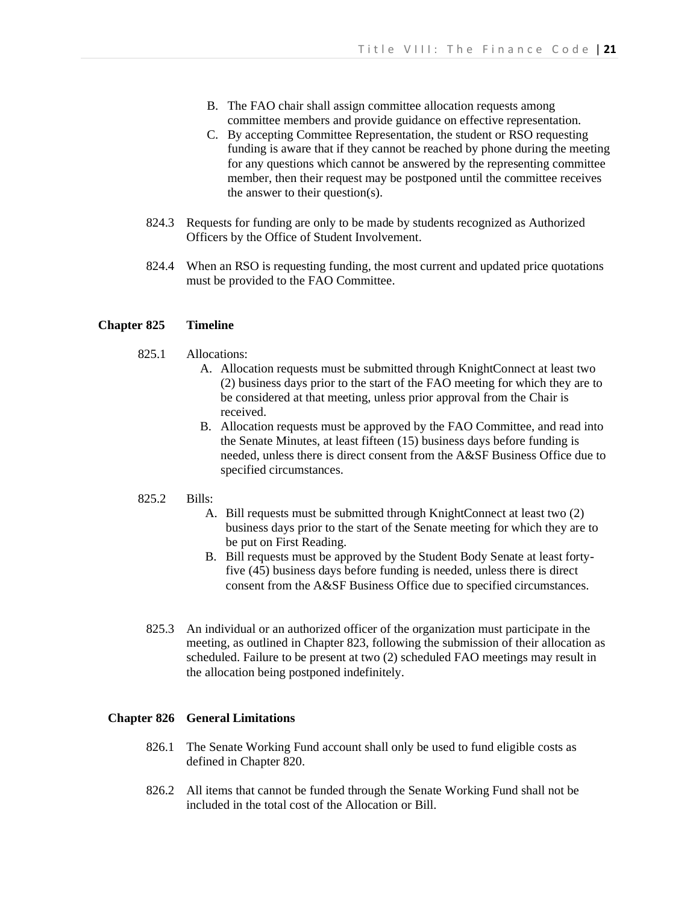B. The FAO chair shall assign committee allocation requests among committee members and provide guidance on effective representation.
C. By accepting Committee Representation, the student or RSO requesting funding is aware that if they cannot be reached by phone during the meeting for any questions which cannot be answered by the representing committee member, then their request may be postponed until the committee receives the answer to their question(s).

824.3 Requests for funding are only to be made by students recognized as Authorized Officers by the Office of Student Involvement.

824.4 When an RSO is requesting funding, the most current and updated price quotations must be provided to the FAO Committee.

## Chapter 825 Timeline

825.1 Allocations:

A. Allocation requests must be submitted through KnightConnect at least two (2) business days prior to the start of the FAO meeting for which they are to be considered at that meeting, unless prior approval from the Chair is received.
B. Allocation requests must be approved by the FAO Committee, and read into the Senate Minutes, at least fifteen (15) business days before funding is needed, unless there is direct consent from the A&SF Business Office due to specified circumstances.

825.2 Bills:

A. Bill requests must be submitted through KnightConnect at least two (2) business days prior to the start of the Senate meeting for which they are to be put on First Reading.
B. Bill requests must be approved by the Student Body Senate at least forty-five (45) business days before funding is needed, unless there is direct consent from the A&SF Business Office due to specified circumstances.

825.3 An individual or an authorized officer of the organization must participate in the meeting, as outlined in Chapter 823, following the submission of their allocation as scheduled. Failure to be present at two (2) scheduled FAO meetings may result in the allocation being postponed indefinitely.

## Chapter 826 General Limitations

826.1 The Senate Working Fund account shall only be used to fund eligible costs as defined in Chapter 820.

826.2 All items that cannot be funded through the Senate Working Fund shall not be included in the total cost of the Allocation or Bill.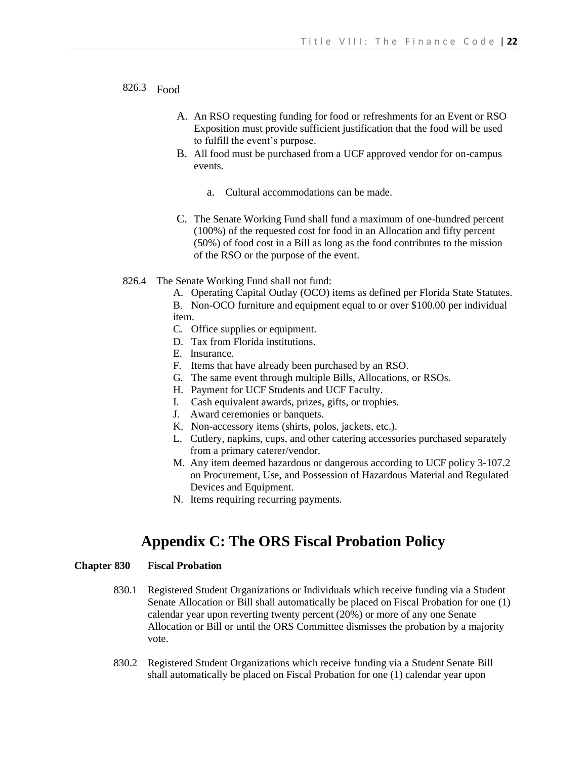826.3 Food

A. An RSO requesting funding for food or refreshments for an Event or RSO Exposition must provide sufficient justification that the food will be used to fulfill the event's purpose.

B. All food must be purchased from a UCF approved vendor for on-campus events.

   a. Cultural accommodations can be made.

C. The Senate Working Fund shall fund a maximum of one-hundred percent (100%) of the requested cost for food in an Allocation and fifty percent (50%) of food cost in a Bill as long as the food contributes to the mission of the RSO or the purpose of the event.

826.4 The Senate Working Fund shall not fund:

A. Operating Capital Outlay (OCO) items as defined per Florida State Statutes.
B. Non-OCO furniture and equipment equal to or over $100.00 per individual item.
C. Office supplies or equipment.
D. Tax from Florida institutions.
E. Insurance.
F. Items that have already been purchased by an RSO.
G. The same event through multiple Bills, Allocations, or RSOs.
H. Payment for UCF Students and UCF Faculty.
I. Cash equivalent awards, prizes, gifts, or trophies.
J. Award ceremonies or banquets.
K. Non-accessory items (shirts, polos, jackets, etc.).
L. Cutlery, napkins, cups, and other catering accessories purchased separately from a primary caterer/vendor.
M. Any item deemed hazardous or dangerous according to UCF policy 3-107.2 on Procurement, Use, and Possession of Hazardous Material and Regulated Devices and Equipment.
N. Items requiring recurring payments.

# Appendix C: The ORS Fiscal Probation Policy

**Chapter 830 Fiscal Probation**

830.1 Registered Student Organizations or Individuals which receive funding via a Student Senate Allocation or Bill shall automatically be placed on Fiscal Probation for one (1) calendar year upon reverting twenty percent (20%) or more of any one Senate Allocation or Bill or until the ORS Committee dismisses the probation by a majority vote.

830.2 Registered Student Organizations which receive funding via a Student Senate Bill shall automatically be placed on Fiscal Probation for one (1) calendar year upon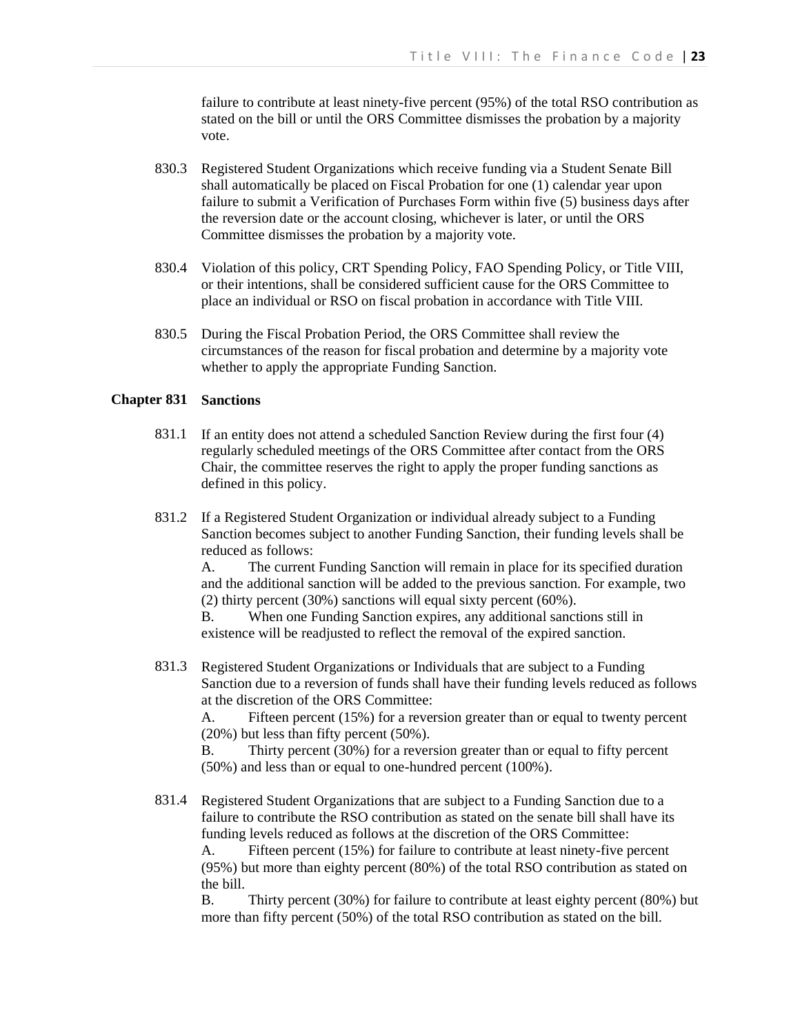failure to contribute at least ninety-five percent (95%) of the total RSO contribution as stated on the bill or until the ORS Committee dismisses the probation by a majority vote.

830.3 Registered Student Organizations which receive funding via a Student Senate Bill shall automatically be placed on Fiscal Probation for one (1) calendar year upon failure to submit a Verification of Purchases Form within five (5) business days after the reversion date or the account closing, whichever is later, or until the ORS Committee dismisses the probation by a majority vote.

830.4 Violation of this policy, CRT Spending Policy, FAO Spending Policy, or Title VIII, or their intentions, shall be considered sufficient cause for the ORS Committee to place an individual or RSO on fiscal probation in accordance with Title VIII.

830.5 During the Fiscal Probation Period, the ORS Committee shall review the circumstances of the reason for fiscal probation and determine by a majority vote whether to apply the appropriate Funding Sanction.

## Chapter 831 Sanctions

831.1 If an entity does not attend a scheduled Sanction Review during the first four (4) regularly scheduled meetings of the ORS Committee after contact from the ORS Chair, the committee reserves the right to apply the proper funding sanctions as defined in this policy.

831.2 If a Registered Student Organization or individual already subject to a Funding Sanction becomes subject to another Funding Sanction, their funding levels shall be reduced as follows:

A. The current Funding Sanction will remain in place for its specified duration and the additional sanction will be added to the previous sanction. For example, two (2) thirty percent (30%) sanctions will equal sixty percent (60%).

B. When one Funding Sanction expires, any additional sanctions still in existence will be readjusted to reflect the removal of the expired sanction.

831.3 Registered Student Organizations or Individuals that are subject to a Funding Sanction due to a reversion of funds shall have their funding levels reduced as follows at the discretion of the ORS Committee:

A. Fifteen percent (15%) for a reversion greater than or equal to twenty percent (20%) but less than fifty percent (50%).

B. Thirty percent (30%) for a reversion greater than or equal to fifty percent (50%) and less than or equal to one-hundred percent (100%).

831.4 Registered Student Organizations that are subject to a Funding Sanction due to a failure to contribute the RSO contribution as stated on the senate bill shall have its funding levels reduced as follows at the discretion of the ORS Committee:

A. Fifteen percent (15%) for failure to contribute at least ninety-five percent (95%) but more than eighty percent (80%) of the total RSO contribution as stated on the bill.

B. Thirty percent (30%) for failure to contribute at least eighty percent (80%) but more than fifty percent (50%) of the total RSO contribution as stated on the bill.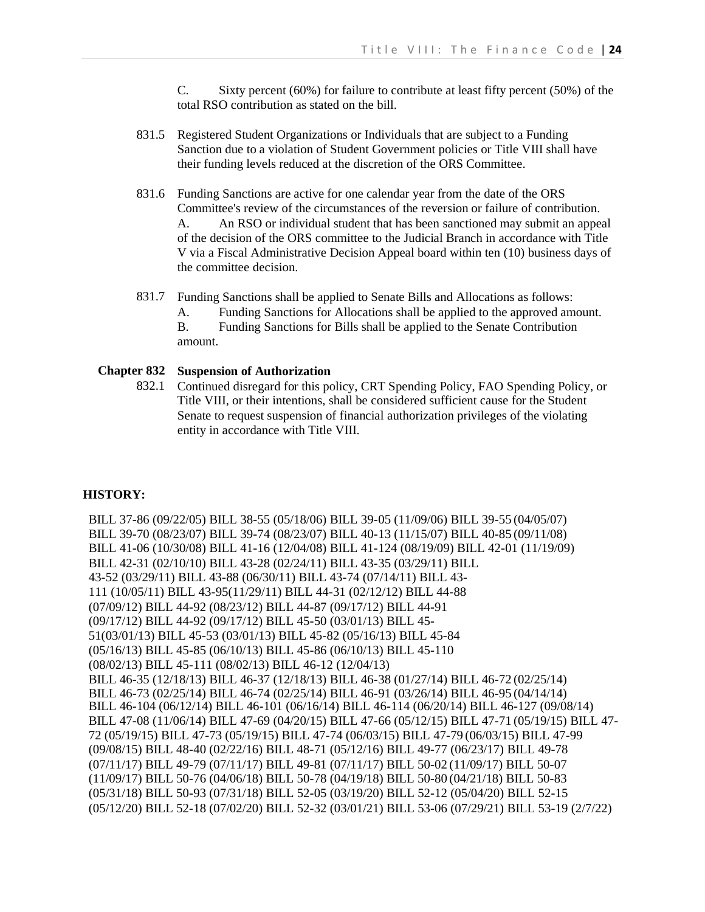C. Sixty percent (60%) for failure to contribute at least fifty percent (50%) of the total RSO contribution as stated on the bill.

831.5 Registered Student Organizations or Individuals that are subject to a Funding Sanction due to a violation of Student Government policies or Title VIII shall have their funding levels reduced at the discretion of the ORS Committee.

831.6 Funding Sanctions are active for one calendar year from the date of the ORS Committee's review of the circumstances of the reversion or failure of contribution.

A. An RSO or individual student that has been sanctioned may submit an appeal of the decision of the ORS committee to the Judicial Branch in accordance with Title V via a Fiscal Administrative Decision Appeal board within ten (10) business days of the committee decision.

831.7 Funding Sanctions shall be applied to Senate Bills and Allocations as follows:

A. Funding Sanctions for Allocations shall be applied to the approved amount.

B. Funding Sanctions for Bills shall be applied to the Senate Contribution amount.

**Chapter 832 Suspension of Authorization**

832.1 Continued disregard for this policy, CRT Spending Policy, FAO Spending Policy, or Title VIII, or their intentions, shall be considered sufficient cause for the Student Senate to request suspension of financial authorization privileges of the violating entity in accordance with Title VIII.

**HISTORY:**

BILL 37-86 (09/22/05) BILL 38-55 (05/18/06) BILL 39-05 (11/09/06) BILL 39-55 (04/05/07) BILL 39-70 (08/23/07) BILL 39-74 (08/23/07) BILL 40-13 (11/15/07) BILL 40-85 (09/11/08) BILL 41-06 (10/30/08) BILL 41-16 (12/04/08) BILL 41-124 (08/19/09) BILL 42-01 (11/19/09) BILL 42-31 (02/10/10) BILL 43-28 (02/24/11) BILL 43-35 (03/29/11) BILL 43-52 (03/29/11) BILL 43-88 (06/30/11) BILL 43-74 (07/14/11) BILL 43-111 (10/05/11) BILL 43-95(11/29/11) BILL 44-31 (02/12/12) BILL 44-88 (07/09/12) BILL 44-92 (08/23/12) BILL 44-87 (09/17/12) BILL 44-91 (09/17/12) BILL 44-92 (09/17/12) BILL 45-50 (03/01/13) BILL 45-51(03/01/13) BILL 45-53 (03/01/13) BILL 45-82 (05/16/13) BILL 45-84 (05/16/13) BILL 45-85 (06/10/13) BILL 45-86 (06/10/13) BILL 45-110 (08/02/13) BILL 45-111 (08/02/13) BILL 46-12 (12/04/13) BILL 46-35 (12/18/13) BILL 46-37 (12/18/13) BILL 46-38 (01/27/14) BILL 46-72 (02/25/14) BILL 46-73 (02/25/14) BILL 46-74 (02/25/14) BILL 46-91 (03/26/14) BILL 46-95 (04/14/14) BILL 46-104 (06/12/14) BILL 46-101 (06/16/14) BILL 46-114 (06/20/14) BILL 46-127 (09/08/14) BILL 47-08 (11/06/14) BILL 47-69 (04/20/15) BILL 47-66 (05/12/15) BILL 47-71 (05/19/15) BILL 47-72 (05/19/15) BILL 47-73 (05/19/15) BILL 47-74 (06/03/15) BILL 47-79 (06/03/15) BILL 47-99 (09/08/15) BILL 48-40 (02/22/16) BILL 48-71 (05/12/16) BILL 49-77 (06/23/17) BILL 49-78 (07/11/17) BILL 49-79 (07/11/17) BILL 49-81 (07/11/17) BILL 50-02 (11/09/17) BILL 50-07 (11/09/17) BILL 50-76 (04/06/18) BILL 50-78 (04/19/18) BILL 50-80 (04/21/18) BILL 50-83 (05/31/18) BILL 50-93 (07/31/18) BILL 52-05 (03/19/20) BILL 52-12 (05/04/20) BILL 52-15 (05/12/20) BILL 52-18 (07/02/20) BILL 52-32 (03/01/21) BILL 53-06 (07/29/21) BILL 53-19 (2/7/22)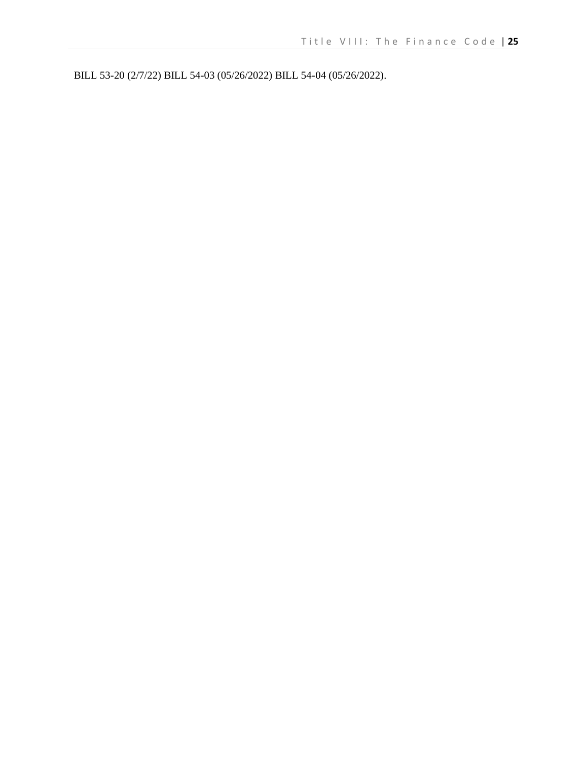BILL 53-20 (2/7/22) BILL 54-03 (05/26/2022) BILL 54-04 (05/26/2022).